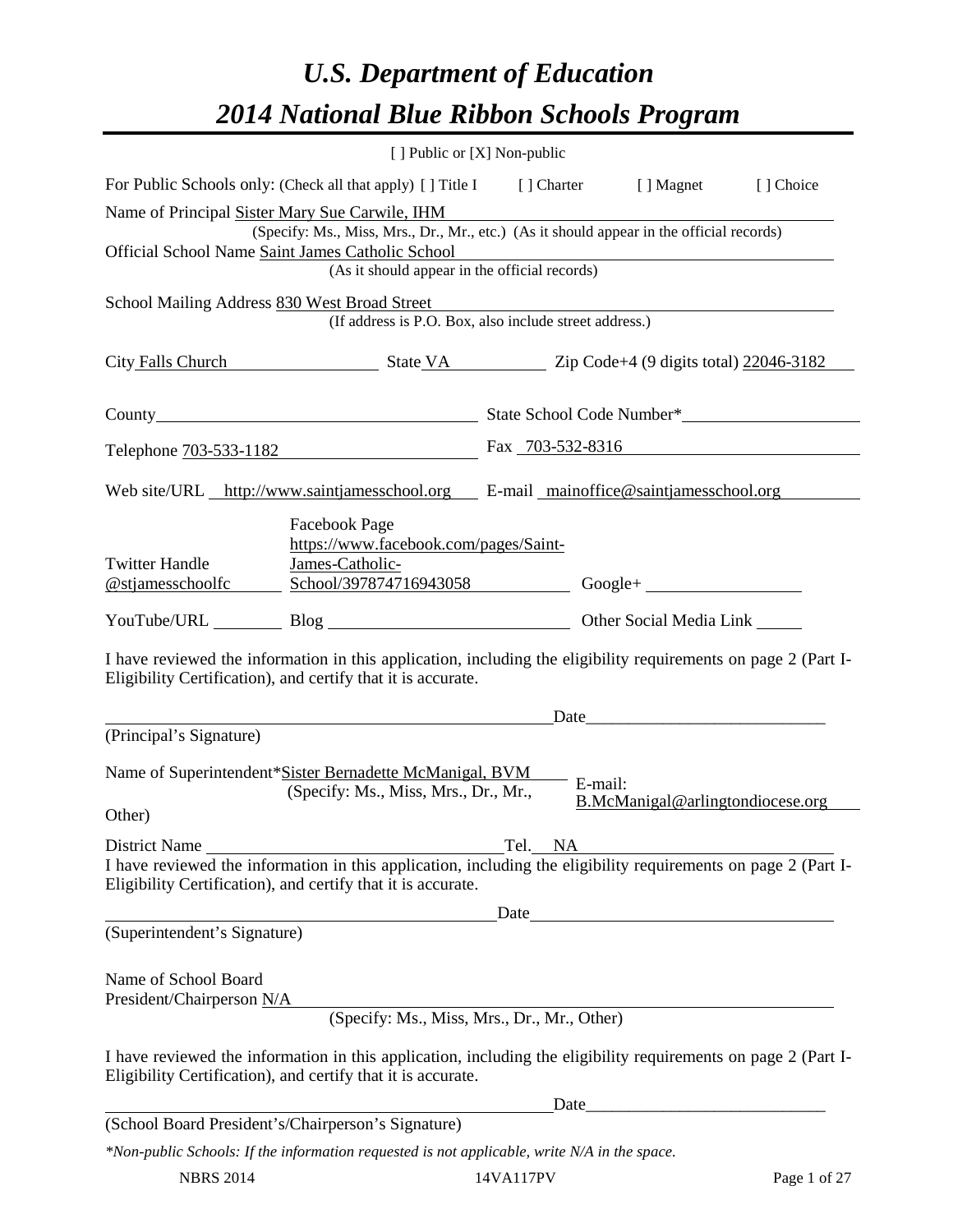# *U.S. Department of Education*

# *2014 National Blue Ribbon Schools Program*

[ ] Public or [X] Non-public

For Public Schools only: (Check all that apply) [ ] Title I [ ] Charter [ ] Magnet [ ] Choice

Name of Principal Sister Mary Sue Carwile, IHM
(Specify: Ms., Miss, Mrs., Dr., Mr., etc.) (As it should appear in the official records)

Official School Name Saint James Catholic School
(As it should appear in the official records)

School Mailing Address 830 West Broad Street
(If address is P.O. Box, also include street address.)

City Falls Church State VA Zip Code+4 (9 digits total) 22046-3182

County \_\_\_\_\_\_\_\_\_\_ State School Code Number\* \_\_\_\_\_\_\_\_\_\_

Telephone 703-533-1182 Fax 703-532-8316

Web site/URL http://www.saintjamesschool.org E-mail mainoffice@saintjamesschool.org

Twitter Handle @stjamesschoolfc Facebook Page https://www.facebook.com/pages/Saint-James-Catholic-School/397874716943058 Google+ \_\_\_\_\_\_\_\_\_\_

YouTube/URL \_\_\_\_\_ Blog \_\_\_\_\_\_\_\_\_\_ Other Social Media Link \_\_\_\_\_

I have reviewed the information in this application, including the eligibility requirements on page 2 (Part I-Eligibility Certification), and certify that it is accurate.

\_\_\_\_\_\_\_\_\_\_\_\_\_\_\_\_\_\_\_\_ Date \_\_\_\_\_\_\_\_\_\_\_\_\_\_\_\_\_\_\_\_
(Principal's Signature)

Name of Superintendent\* Sister Bernadette McManigal, BVM E-mail: B.McManigal@arlingtondiocese.org
(Specify: Ms., Miss, Mrs., Dr., Mr., Other)

District Name \_\_\_\_\_\_\_\_\_\_ Tel. NA

I have reviewed the information in this application, including the eligibility requirements on page 2 (Part I-Eligibility Certification), and certify that it is accurate.

\_\_\_\_\_\_\_\_\_\_\_\_\_\_\_\_\_\_\_\_ Date \_\_\_\_\_\_\_\_\_\_\_\_\_\_\_\_\_\_\_\_
(Superintendent's Signature)

Name of School Board President/Chairperson N/A
(Specify: Ms., Miss, Mrs., Dr., Mr., Other)

I have reviewed the information in this application, including the eligibility requirements on page 2 (Part I-Eligibility Certification), and certify that it is accurate.

\_\_\_\_\_\_\_\_\_\_\_\_\_\_\_\_\_\_\_\_ Date \_\_\_\_\_\_\_\_\_\_\_\_\_\_\_\_\_\_\_\_
(School Board President's/Chairperson's Signature)

*\*Non-public Schools: If the information requested is not applicable, write N/A in the space.*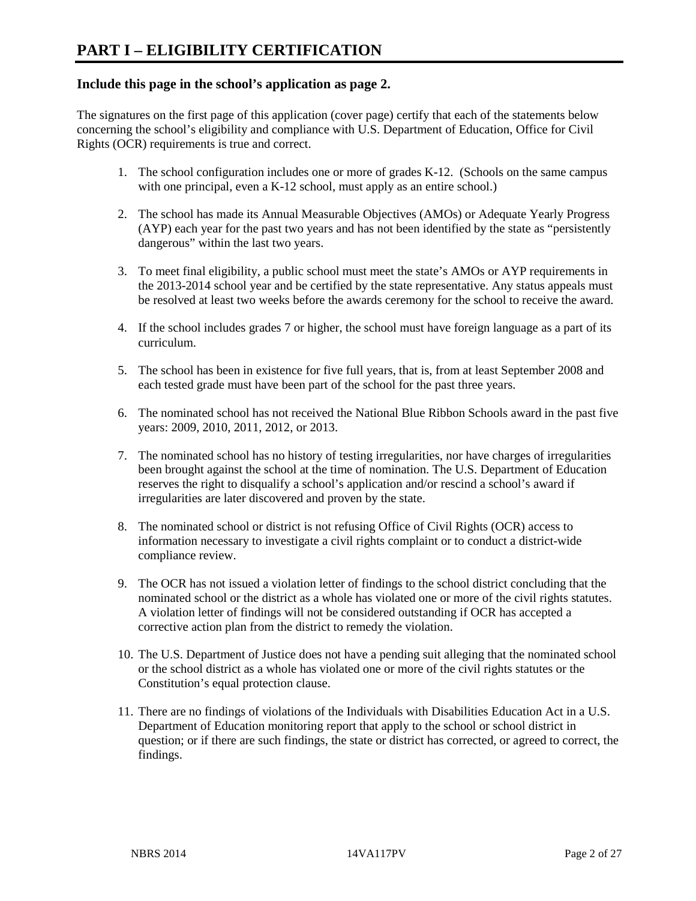# PART I – ELIGIBILITY CERTIFICATION

### Include this page in the school's application as page 2.

The signatures on the first page of this application (cover page) certify that each of the statements below concerning the school's eligibility and compliance with U.S. Department of Education, Office for Civil Rights (OCR) requirements is true and correct.

1. The school configuration includes one or more of grades K-12. (Schools on the same campus with one principal, even a K-12 school, must apply as an entire school.)

2. The school has made its Annual Measurable Objectives (AMOs) or Adequate Yearly Progress (AYP) each year for the past two years and has not been identified by the state as "persistently dangerous" within the last two years.

3. To meet final eligibility, a public school must meet the state's AMOs or AYP requirements in the 2013-2014 school year and be certified by the state representative. Any status appeals must be resolved at least two weeks before the awards ceremony for the school to receive the award.

4. If the school includes grades 7 or higher, the school must have foreign language as a part of its curriculum.

5. The school has been in existence for five full years, that is, from at least September 2008 and each tested grade must have been part of the school for the past three years.

6. The nominated school has not received the National Blue Ribbon Schools award in the past five years: 2009, 2010, 2011, 2012, or 2013.

7. The nominated school has no history of testing irregularities, nor have charges of irregularities been brought against the school at the time of nomination. The U.S. Department of Education reserves the right to disqualify a school's application and/or rescind a school's award if irregularities are later discovered and proven by the state.

8. The nominated school or district is not refusing Office of Civil Rights (OCR) access to information necessary to investigate a civil rights complaint or to conduct a district-wide compliance review.

9. The OCR has not issued a violation letter of findings to the school district concluding that the nominated school or the district as a whole has violated one or more of the civil rights statutes. A violation letter of findings will not be considered outstanding if OCR has accepted a corrective action plan from the district to remedy the violation.

10. The U.S. Department of Justice does not have a pending suit alleging that the nominated school or the school district as a whole has violated one or more of the civil rights statutes or the Constitution's equal protection clause.

11. There are no findings of violations of the Individuals with Disabilities Education Act in a U.S. Department of Education monitoring report that apply to the school or school district in question; or if there are such findings, the state or district has corrected, or agreed to correct, the findings.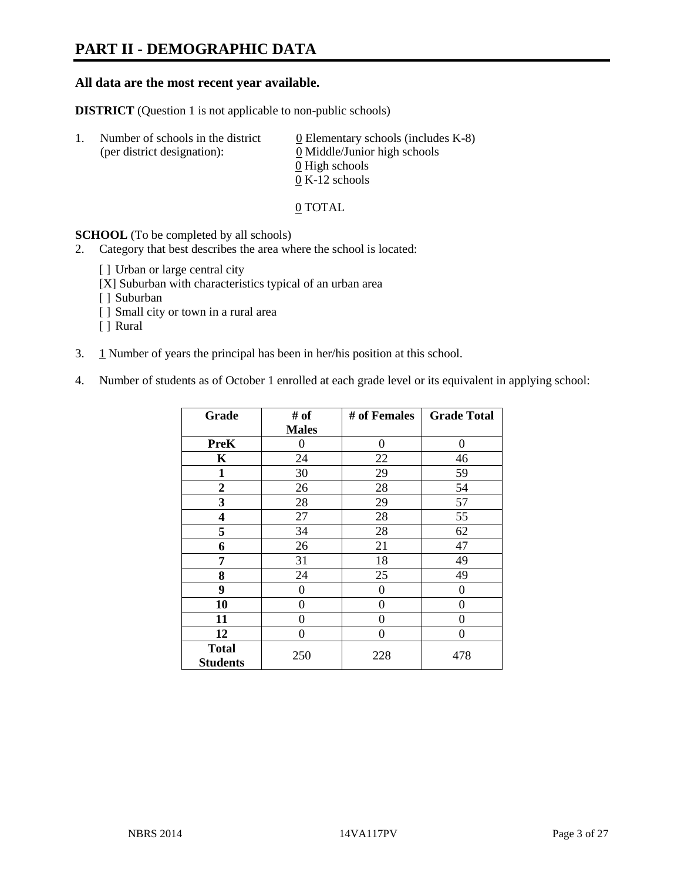# PART II - DEMOGRAPHIC DATA

**All data are the most recent year available.**

**DISTRICT** (Question 1 is not applicable to non-public schools)

1. Number of schools in the district (per district designation):
   - 0 Elementary schools (includes K-8)
   - 0 Middle/Junior high schools
   - 0 High schools
   - 0 K-12 schools

   0 TOTAL

**SCHOOL** (To be completed by all schools)

2. Category that best describes the area where the school is located:

   [ ] Urban or large central city
   [X] Suburban with characteristics typical of an urban area
   [ ] Suburban
   [ ] Small city or town in a rural area
   [ ] Rural

3. 1 Number of years the principal has been in her/his position at this school.

4. Number of students as of October 1 enrolled at each grade level or its equivalent in applying school:

| Grade | # of Males | # of Females | Grade Total |
|---|---|---|---|
| **PreK** | 0 | 0 | 0 |
| **K** | 24 | 22 | 46 |
| **1** | 30 | 29 | 59 |
| **2** | 26 | 28 | 54 |
| **3** | 28 | 29 | 57 |
| **4** | 27 | 28 | 55 |
| **5** | 34 | 28 | 62 |
| **6** | 26 | 21 | 47 |
| **7** | 31 | 18 | 49 |
| **8** | 24 | 25 | 49 |
| **9** | 0 | 0 | 0 |
| **10** | 0 | 0 | 0 |
| **11** | 0 | 0 | 0 |
| **12** | 0 | 0 | 0 |
| **Total Students** | 250 | 228 | 478 |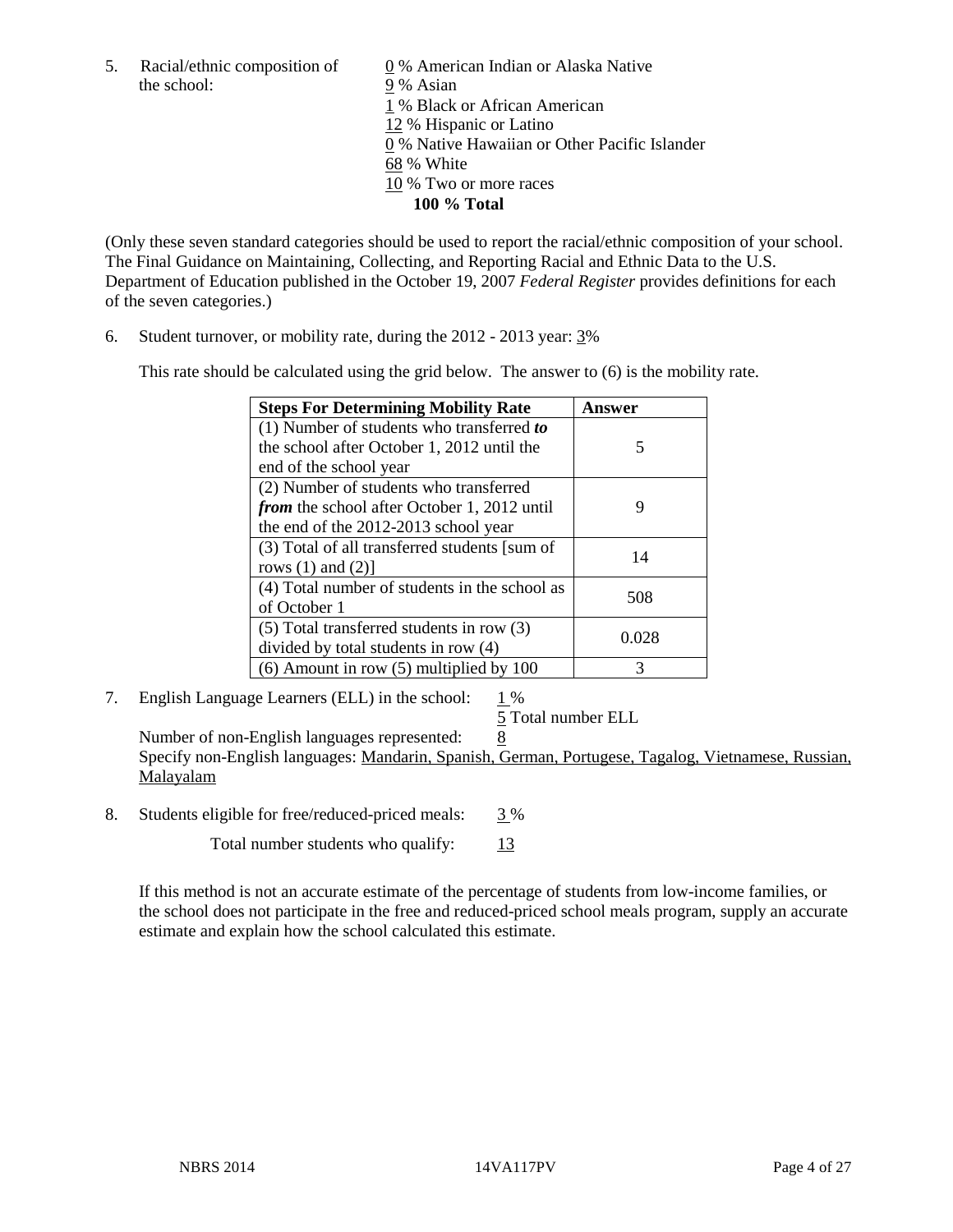5. Racial/ethnic composition of the school:

0 % American Indian or Alaska Native
9 % Asian
1 % Black or African American
12 % Hispanic or Latino
0 % Native Hawaiian or Other Pacific Islander
68 % White
10 % Two or more races
**100 % Total**

(Only these seven standard categories should be used to report the racial/ethnic composition of your school. The Final Guidance on Maintaining, Collecting, and Reporting Racial and Ethnic Data to the U.S. Department of Education published in the October 19, 2007 *Federal Register* provides definitions for each of the seven categories.)

6. Student turnover, or mobility rate, during the 2012 - 2013 year: 3%

This rate should be calculated using the grid below. The answer to (6) is the mobility rate.

| **Steps For Determining Mobility Rate** | **Answer** |
|---|---|
| (1) Number of students who transferred ***to*** the school after October 1, 2012 until the end of the school year | 5 |
| (2) Number of students who transferred ***from*** the school after October 1, 2012 until the end of the 2012-2013 school year | 9 |
| (3) Total of all transferred students [sum of rows (1) and (2)] | 14 |
| (4) Total number of students in the school as of October 1 | 508 |
| (5) Total transferred students in row (3) divided by total students in row (4) | 0.028 |
| (6) Amount in row (5) multiplied by 100 | 3 |

7. English Language Learners (ELL) in the school: 1 %
5 Total number ELL

Number of non-English languages represented: 8
Specify non-English languages: Mandarin, Spanish, German, Portugese, Tagalog, Vietnamese, Russian, Malayalam

8. Students eligible for free/reduced-priced meals: 3 %

Total number students who qualify: 13

If this method is not an accurate estimate of the percentage of students from low-income families, or the school does not participate in the free and reduced-priced school meals program, supply an accurate estimate and explain how the school calculated this estimate.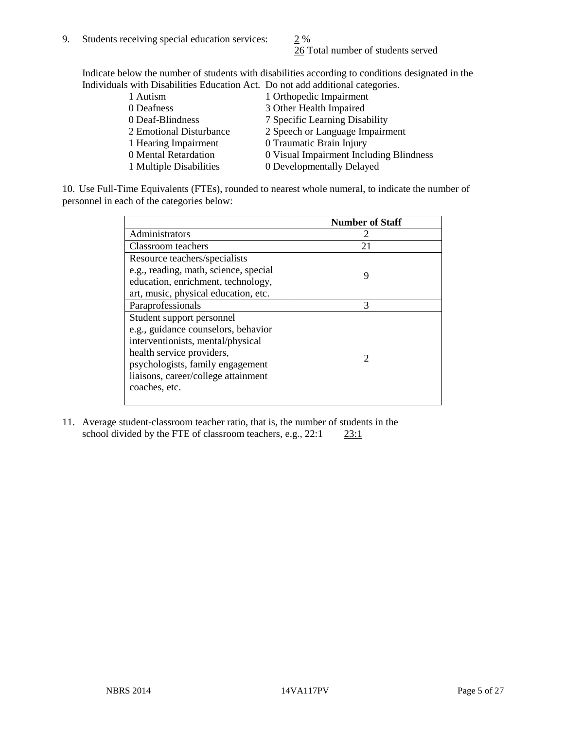9. Students receiving special education services: 2 %
26 Total number of students served

Indicate below the number of students with disabilities according to conditions designated in the Individuals with Disabilities Education Act. Do not add additional categories.

| | |
|---|---|
| 1 Autism | 1 Orthopedic Impairment |
| 0 Deafness | 3 Other Health Impaired |
| 0 Deaf-Blindness | 7 Specific Learning Disability |
| 2 Emotional Disturbance | 2 Speech or Language Impairment |
| 1 Hearing Impairment | 0 Traumatic Brain Injury |
| 0 Mental Retardation | 0 Visual Impairment Including Blindness |
| 1 Multiple Disabilities | 0 Developmentally Delayed |

10. Use Full-Time Equivalents (FTEs), rounded to nearest whole numeral, to indicate the number of personnel in each of the categories below:

| | Number of Staff |
|---|---|
| Administrators | 2 |
| Classroom teachers | 21 |
| Resource teachers/specialists e.g., reading, math, science, special education, enrichment, technology, art, music, physical education, etc. | 9 |
| Paraprofessionals | 3 |
| Student support personnel e.g., guidance counselors, behavior interventionists, mental/physical health service providers, psychologists, family engagement liaisons, career/college attainment coaches, etc. | 2 |

11. Average student-classroom teacher ratio, that is, the number of students in the school divided by the FTE of classroom teachers, e.g., 22:1 23:1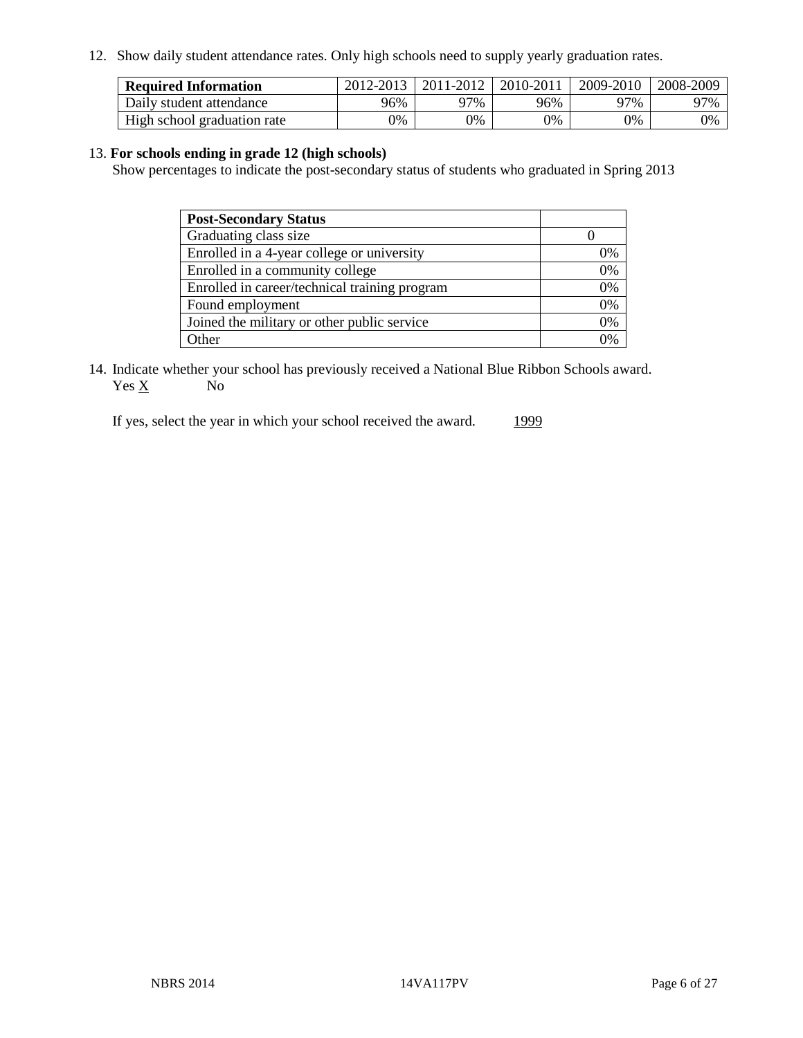12. Show daily student attendance rates. Only high schools need to supply yearly graduation rates.

| Required Information | 2012-2013 | 2011-2012 | 2010-2011 | 2009-2010 | 2008-2009 |
|---|---|---|---|---|---|
| Daily student attendance | 96% | 97% | 96% | 97% | 97% |
| High school graduation rate | 0% | 0% | 0% | 0% | 0% |

13. **For schools ending in grade 12 (high schools)**
Show percentages to indicate the post-secondary status of students who graduated in Spring 2013

| Post-Secondary Status | |
|---|---|
| Graduating class size | 0 |
| Enrolled in a 4-year college or university | 0% |
| Enrolled in a community college | 0% |
| Enrolled in career/technical training program | 0% |
| Found employment | 0% |
| Joined the military or other public service | 0% |
| Other | 0% |

14. Indicate whether your school has previously received a National Blue Ribbon Schools award.
Yes X No

If yes, select the year in which your school received the award. 1999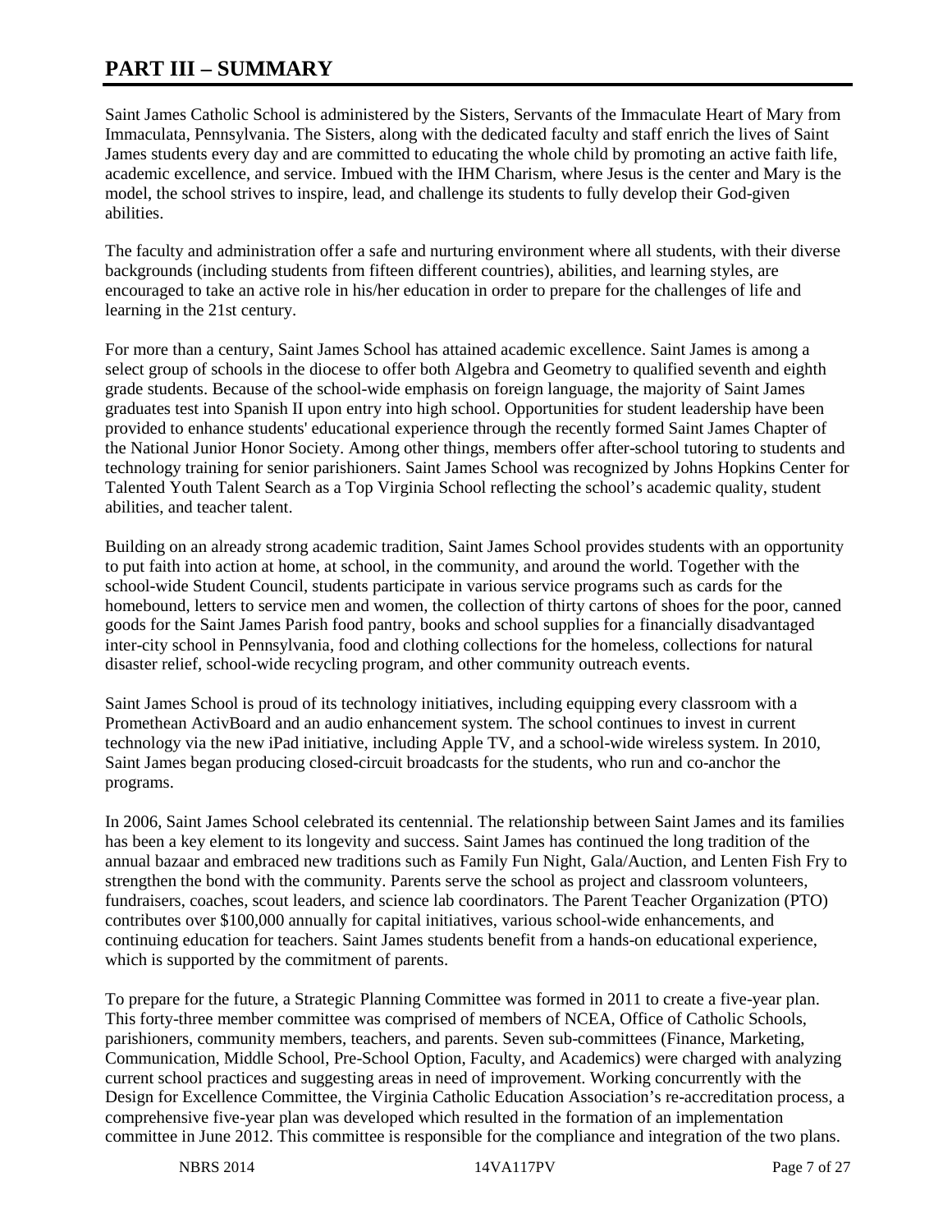# PART III – SUMMARY

Saint James Catholic School is administered by the Sisters, Servants of the Immaculate Heart of Mary from Immaculata, Pennsylvania. The Sisters, along with the dedicated faculty and staff enrich the lives of Saint James students every day and are committed to educating the whole child by promoting an active faith life, academic excellence, and service. Imbued with the IHM Charism, where Jesus is the center and Mary is the model, the school strives to inspire, lead, and challenge its students to fully develop their God-given abilities.

The faculty and administration offer a safe and nurturing environment where all students, with their diverse backgrounds (including students from fifteen different countries), abilities, and learning styles, are encouraged to take an active role in his/her education in order to prepare for the challenges of life and learning in the 21st century.

For more than a century, Saint James School has attained academic excellence. Saint James is among a select group of schools in the diocese to offer both Algebra and Geometry to qualified seventh and eighth grade students. Because of the school-wide emphasis on foreign language, the majority of Saint James graduates test into Spanish II upon entry into high school. Opportunities for student leadership have been provided to enhance students' educational experience through the recently formed Saint James Chapter of the National Junior Honor Society. Among other things, members offer after-school tutoring to students and technology training for senior parishioners. Saint James School was recognized by Johns Hopkins Center for Talented Youth Talent Search as a Top Virginia School reflecting the school's academic quality, student abilities, and teacher talent.

Building on an already strong academic tradition, Saint James School provides students with an opportunity to put faith into action at home, at school, in the community, and around the world. Together with the school-wide Student Council, students participate in various service programs such as cards for the homebound, letters to service men and women, the collection of thirty cartons of shoes for the poor, canned goods for the Saint James Parish food pantry, books and school supplies for a financially disadvantaged inter-city school in Pennsylvania, food and clothing collections for the homeless, collections for natural disaster relief, school-wide recycling program, and other community outreach events.

Saint James School is proud of its technology initiatives, including equipping every classroom with a Promethean ActivBoard and an audio enhancement system. The school continues to invest in current technology via the new iPad initiative, including Apple TV, and a school-wide wireless system. In 2010, Saint James began producing closed-circuit broadcasts for the students, who run and co-anchor the programs.

In 2006, Saint James School celebrated its centennial. The relationship between Saint James and its families has been a key element to its longevity and success. Saint James has continued the long tradition of the annual bazaar and embraced new traditions such as Family Fun Night, Gala/Auction, and Lenten Fish Fry to strengthen the bond with the community. Parents serve the school as project and classroom volunteers, fundraisers, coaches, scout leaders, and science lab coordinators. The Parent Teacher Organization (PTO) contributes over $100,000 annually for capital initiatives, various school-wide enhancements, and continuing education for teachers. Saint James students benefit from a hands-on educational experience, which is supported by the commitment of parents.

To prepare for the future, a Strategic Planning Committee was formed in 2011 to create a five-year plan. This forty-three member committee was comprised of members of NCEA, Office of Catholic Schools, parishioners, community members, teachers, and parents. Seven sub-committees (Finance, Marketing, Communication, Middle School, Pre-School Option, Faculty, and Academics) were charged with analyzing current school practices and suggesting areas in need of improvement. Working concurrently with the Design for Excellence Committee, the Virginia Catholic Education Association's re-accreditation process, a comprehensive five-year plan was developed which resulted in the formation of an implementation committee in June 2012. This committee is responsible for the compliance and integration of the two plans.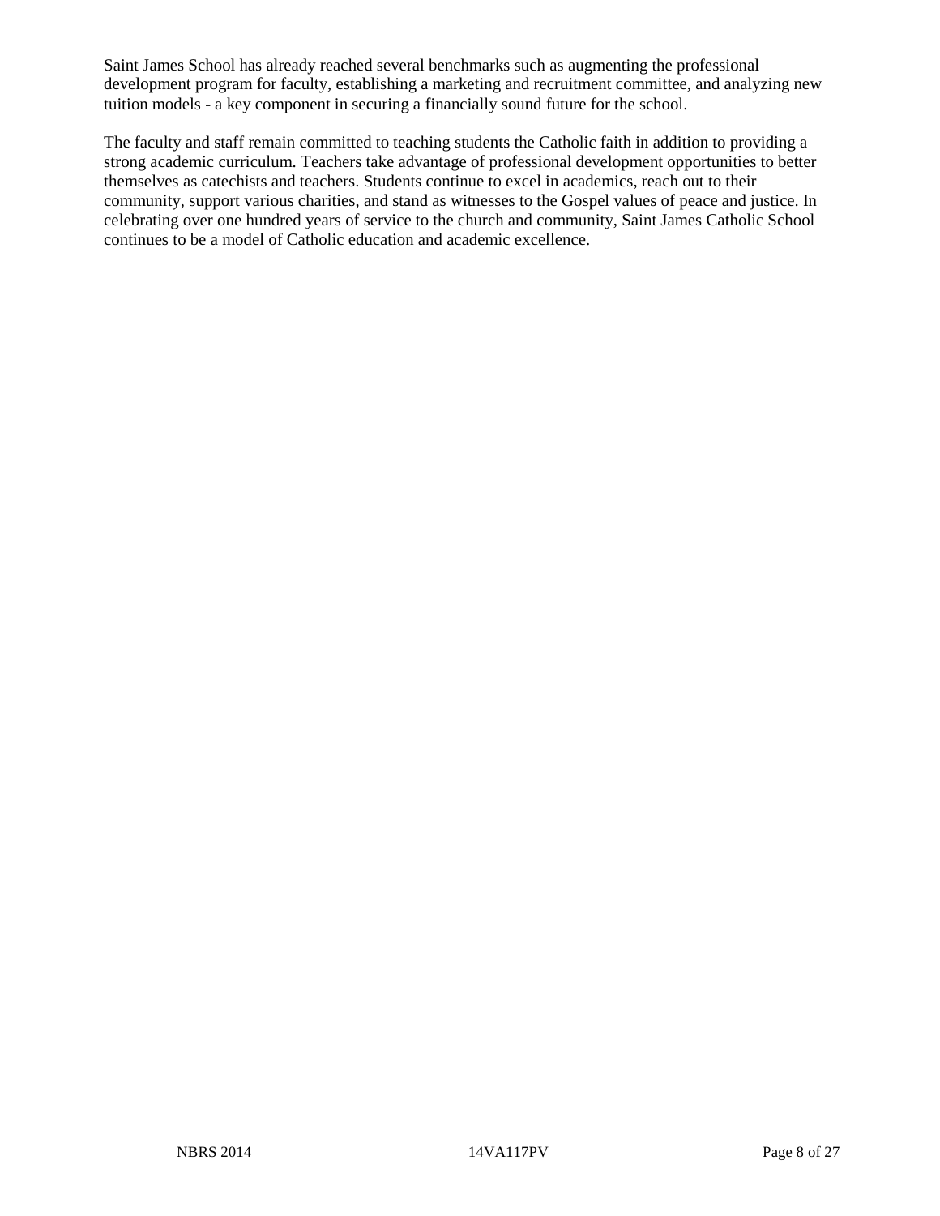Saint James School has already reached several benchmarks such as augmenting the professional development program for faculty, establishing a marketing and recruitment committee, and analyzing new tuition models - a key component in securing a financially sound future for the school.

The faculty and staff remain committed to teaching students the Catholic faith in addition to providing a strong academic curriculum. Teachers take advantage of professional development opportunities to better themselves as catechists and teachers. Students continue to excel in academics, reach out to their community, support various charities, and stand as witnesses to the Gospel values of peace and justice. In celebrating over one hundred years of service to the church and community, Saint James Catholic School continues to be a model of Catholic education and academic excellence.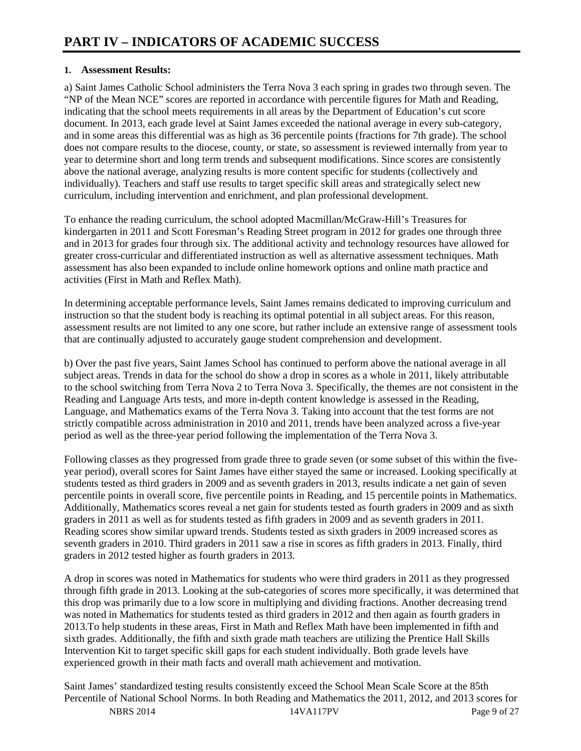# PART IV – INDICATORS OF ACADEMIC SUCCESS

**1. Assessment Results:**

a) Saint James Catholic School administers the Terra Nova 3 each spring in grades two through seven. The "NP of the Mean NCE" scores are reported in accordance with percentile figures for Math and Reading, indicating that the school meets requirements in all areas by the Department of Education's cut score document. In 2013, each grade level at Saint James exceeded the national average in every sub-category, and in some areas this differential was as high as 36 percentile points (fractions for 7th grade). The school does not compare results to the diocese, county, or state, so assessment is reviewed internally from year to year to determine short and long term trends and subsequent modifications. Since scores are consistently above the national average, analyzing results is more content specific for students (collectively and individually). Teachers and staff use results to target specific skill areas and strategically select new curriculum, including intervention and enrichment, and plan professional development.

To enhance the reading curriculum, the school adopted Macmillan/McGraw-Hill's Treasures for kindergarten in 2011 and Scott Foresman's Reading Street program in 2012 for grades one through three and in 2013 for grades four through six. The additional activity and technology resources have allowed for greater cross-curricular and differentiated instruction as well as alternative assessment techniques. Math assessment has also been expanded to include online homework options and online math practice and activities (First in Math and Reflex Math).

In determining acceptable performance levels, Saint James remains dedicated to improving curriculum and instruction so that the student body is reaching its optimal potential in all subject areas. For this reason, assessment results are not limited to any one score, but rather include an extensive range of assessment tools that are continually adjusted to accurately gauge student comprehension and development.

b) Over the past five years, Saint James School has continued to perform above the national average in all subject areas. Trends in data for the school do show a drop in scores as a whole in 2011, likely attributable to the school switching from Terra Nova 2 to Terra Nova 3. Specifically, the themes are not consistent in the Reading and Language Arts tests, and more in-depth content knowledge is assessed in the Reading, Language, and Mathematics exams of the Terra Nova 3. Taking into account that the test forms are not strictly compatible across administration in 2010 and 2011, trends have been analyzed across a five-year period as well as the three-year period following the implementation of the Terra Nova 3.

Following classes as they progressed from grade three to grade seven (or some subset of this within the five-year period), overall scores for Saint James have either stayed the same or increased. Looking specifically at students tested as third graders in 2009 and as seventh graders in 2013, results indicate a net gain of seven percentile points in overall score, five percentile points in Reading, and 15 percentile points in Mathematics. Additionally, Mathematics scores reveal a net gain for students tested as fourth graders in 2009 and as sixth graders in 2011 as well as for students tested as fifth graders in 2009 and as seventh graders in 2011. Reading scores show similar upward trends. Students tested as sixth graders in 2009 increased scores as seventh graders in 2010. Third graders in 2011 saw a rise in scores as fifth graders in 2013. Finally, third graders in 2012 tested higher as fourth graders in 2013.

A drop in scores was noted in Mathematics for students who were third graders in 2011 as they progressed through fifth grade in 2013. Looking at the sub-categories of scores more specifically, it was determined that this drop was primarily due to a low score in multiplying and dividing fractions. Another decreasing trend was noted in Mathematics for students tested as third graders in 2012 and then again as fourth graders in 2013.To help students in these areas, First in Math and Reflex Math have been implemented in fifth and sixth grades. Additionally, the fifth and sixth grade math teachers are utilizing the Prentice Hall Skills Intervention Kit to target specific skill gaps for each student individually. Both grade levels have experienced growth in their math facts and overall math achievement and motivation.

Saint James' standardized testing results consistently exceed the School Mean Scale Score at the 85th Percentile of National School Norms. In both Reading and Mathematics the 2011, 2012, and 2013 scores for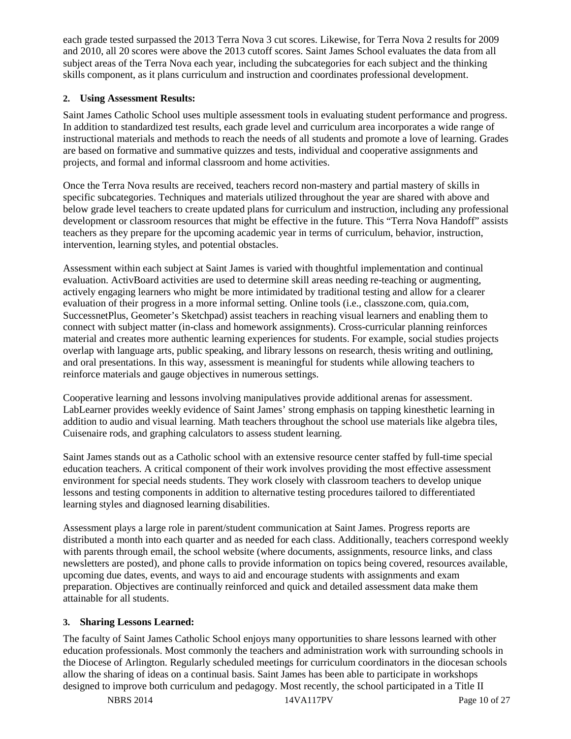each grade tested surpassed the 2013 Terra Nova 3 cut scores. Likewise, for Terra Nova 2 results for 2009 and 2010, all 20 scores were above the 2013 cutoff scores. Saint James School evaluates the data from all subject areas of the Terra Nova each year, including the subcategories for each subject and the thinking skills component, as it plans curriculum and instruction and coordinates professional development.

**2. Using Assessment Results:**

Saint James Catholic School uses multiple assessment tools in evaluating student performance and progress. In addition to standardized test results, each grade level and curriculum area incorporates a wide range of instructional materials and methods to reach the needs of all students and promote a love of learning. Grades are based on formative and summative quizzes and tests, individual and cooperative assignments and projects, and formal and informal classroom and home activities.

Once the Terra Nova results are received, teachers record non-mastery and partial mastery of skills in specific subcategories. Techniques and materials utilized throughout the year are shared with above and below grade level teachers to create updated plans for curriculum and instruction, including any professional development or classroom resources that might be effective in the future. This "Terra Nova Handoff" assists teachers as they prepare for the upcoming academic year in terms of curriculum, behavior, instruction, intervention, learning styles, and potential obstacles.

Assessment within each subject at Saint James is varied with thoughtful implementation and continual evaluation. ActivBoard activities are used to determine skill areas needing re-teaching or augmenting, actively engaging learners who might be more intimidated by traditional testing and allow for a clearer evaluation of their progress in a more informal setting. Online tools (i.e., classzone.com, quia.com, SuccessnetPlus, Geometer's Sketchpad) assist teachers in reaching visual learners and enabling them to connect with subject matter (in-class and homework assignments). Cross-curricular planning reinforces material and creates more authentic learning experiences for students. For example, social studies projects overlap with language arts, public speaking, and library lessons on research, thesis writing and outlining, and oral presentations. In this way, assessment is meaningful for students while allowing teachers to reinforce materials and gauge objectives in numerous settings.

Cooperative learning and lessons involving manipulatives provide additional arenas for assessment. LabLearner provides weekly evidence of Saint James' strong emphasis on tapping kinesthetic learning in addition to audio and visual learning. Math teachers throughout the school use materials like algebra tiles, Cuisenaire rods, and graphing calculators to assess student learning.

Saint James stands out as a Catholic school with an extensive resource center staffed by full-time special education teachers. A critical component of their work involves providing the most effective assessment environment for special needs students. They work closely with classroom teachers to develop unique lessons and testing components in addition to alternative testing procedures tailored to differentiated learning styles and diagnosed learning disabilities.

Assessment plays a large role in parent/student communication at Saint James. Progress reports are distributed a month into each quarter and as needed for each class. Additionally, teachers correspond weekly with parents through email, the school website (where documents, assignments, resource links, and class newsletters are posted), and phone calls to provide information on topics being covered, resources available, upcoming due dates, events, and ways to aid and encourage students with assignments and exam preparation. Objectives are continually reinforced and quick and detailed assessment data make them attainable for all students.

**3. Sharing Lessons Learned:**

The faculty of Saint James Catholic School enjoys many opportunities to share lessons learned with other education professionals. Most commonly the teachers and administration work with surrounding schools in the Diocese of Arlington. Regularly scheduled meetings for curriculum coordinators in the diocesan schools allow the sharing of ideas on a continual basis. Saint James has been able to participate in workshops designed to improve both curriculum and pedagogy. Most recently, the school participated in a Title II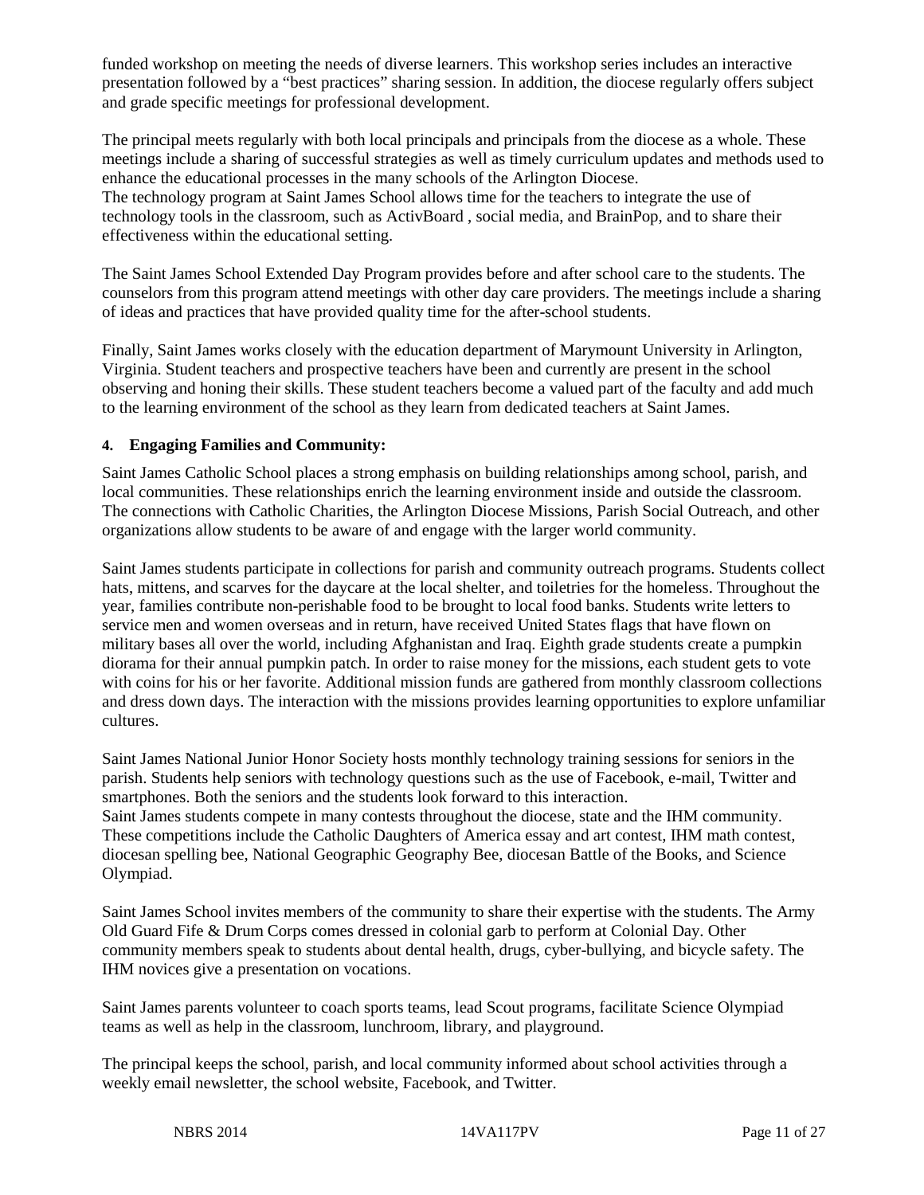funded workshop on meeting the needs of diverse learners. This workshop series includes an interactive presentation followed by a "best practices" sharing session. In addition, the diocese regularly offers subject and grade specific meetings for professional development.

The principal meets regularly with both local principals and principals from the diocese as a whole. These meetings include a sharing of successful strategies as well as timely curriculum updates and methods used to enhance the educational processes in the many schools of the Arlington Diocese.
The technology program at Saint James School allows time for the teachers to integrate the use of technology tools in the classroom, such as ActivBoard , social media, and BrainPop, and to share their effectiveness within the educational setting.

The Saint James School Extended Day Program provides before and after school care to the students. The counselors from this program attend meetings with other day care providers. The meetings include a sharing of ideas and practices that have provided quality time for the after-school students.

Finally, Saint James works closely with the education department of Marymount University in Arlington, Virginia. Student teachers and prospective teachers have been and currently are present in the school observing and honing their skills. These student teachers become a valued part of the faculty and add much to the learning environment of the school as they learn from dedicated teachers at Saint James.

**4. Engaging Families and Community:**

Saint James Catholic School places a strong emphasis on building relationships among school, parish, and local communities. These relationships enrich the learning environment inside and outside the classroom. The connections with Catholic Charities, the Arlington Diocese Missions, Parish Social Outreach, and other organizations allow students to be aware of and engage with the larger world community.

Saint James students participate in collections for parish and community outreach programs. Students collect hats, mittens, and scarves for the daycare at the local shelter, and toiletries for the homeless. Throughout the year, families contribute non-perishable food to be brought to local food banks. Students write letters to service men and women overseas and in return, have received United States flags that have flown on military bases all over the world, including Afghanistan and Iraq. Eighth grade students create a pumpkin diorama for their annual pumpkin patch. In order to raise money for the missions, each student gets to vote with coins for his or her favorite. Additional mission funds are gathered from monthly classroom collections and dress down days. The interaction with the missions provides learning opportunities to explore unfamiliar cultures.

Saint James National Junior Honor Society hosts monthly technology training sessions for seniors in the parish. Students help seniors with technology questions such as the use of Facebook, e-mail, Twitter and smartphones. Both the seniors and the students look forward to this interaction.
Saint James students compete in many contests throughout the diocese, state and the IHM community. These competitions include the Catholic Daughters of America essay and art contest, IHM math contest, diocesan spelling bee, National Geographic Geography Bee, diocesan Battle of the Books, and Science Olympiad.

Saint James School invites members of the community to share their expertise with the students. The Army Old Guard Fife & Drum Corps comes dressed in colonial garb to perform at Colonial Day. Other community members speak to students about dental health, drugs, cyber-bullying, and bicycle safety. The IHM novices give a presentation on vocations.

Saint James parents volunteer to coach sports teams, lead Scout programs, facilitate Science Olympiad teams as well as help in the classroom, lunchroom, library, and playground.

The principal keeps the school, parish, and local community informed about school activities through a weekly email newsletter, the school website, Facebook, and Twitter.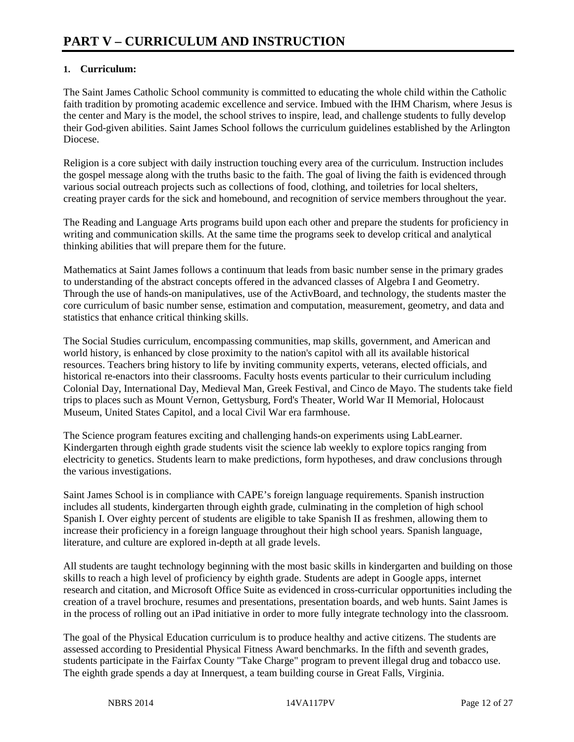# PART V – CURRICULUM AND INSTRUCTION

## 1. Curriculum:

The Saint James Catholic School community is committed to educating the whole child within the Catholic faith tradition by promoting academic excellence and service. Imbued with the IHM Charism, where Jesus is the center and Mary is the model, the school strives to inspire, lead, and challenge students to fully develop their God-given abilities. Saint James School follows the curriculum guidelines established by the Arlington Diocese.

Religion is a core subject with daily instruction touching every area of the curriculum. Instruction includes the gospel message along with the truths basic to the faith. The goal of living the faith is evidenced through various social outreach projects such as collections of food, clothing, and toiletries for local shelters, creating prayer cards for the sick and homebound, and recognition of service members throughout the year.

The Reading and Language Arts programs build upon each other and prepare the students for proficiency in writing and communication skills. At the same time the programs seek to develop critical and analytical thinking abilities that will prepare them for the future.

Mathematics at Saint James follows a continuum that leads from basic number sense in the primary grades to understanding of the abstract concepts offered in the advanced classes of Algebra I and Geometry. Through the use of hands-on manipulatives, use of the ActivBoard, and technology, the students master the core curriculum of basic number sense, estimation and computation, measurement, geometry, and data and statistics that enhance critical thinking skills.

The Social Studies curriculum, encompassing communities, map skills, government, and American and world history, is enhanced by close proximity to the nation's capitol with all its available historical resources. Teachers bring history to life by inviting community experts, veterans, elected officials, and historical re-enactors into their classrooms. Faculty hosts events particular to their curriculum including Colonial Day, International Day, Medieval Man, Greek Festival, and Cinco de Mayo. The students take field trips to places such as Mount Vernon, Gettysburg, Ford's Theater, World War II Memorial, Holocaust Museum, United States Capitol, and a local Civil War era farmhouse.

The Science program features exciting and challenging hands-on experiments using LabLearner. Kindergarten through eighth grade students visit the science lab weekly to explore topics ranging from electricity to genetics. Students learn to make predictions, form hypotheses, and draw conclusions through the various investigations.

Saint James School is in compliance with CAPE's foreign language requirements. Spanish instruction includes all students, kindergarten through eighth grade, culminating in the completion of high school Spanish I. Over eighty percent of students are eligible to take Spanish II as freshmen, allowing them to increase their proficiency in a foreign language throughout their high school years. Spanish language, literature, and culture are explored in-depth at all grade levels.

All students are taught technology beginning with the most basic skills in kindergarten and building on those skills to reach a high level of proficiency by eighth grade. Students are adept in Google apps, internet research and citation, and Microsoft Office Suite as evidenced in cross-curricular opportunities including the creation of a travel brochure, resumes and presentations, presentation boards, and web hunts. Saint James is in the process of rolling out an iPad initiative in order to more fully integrate technology into the classroom.

The goal of the Physical Education curriculum is to produce healthy and active citizens. The students are assessed according to Presidential Physical Fitness Award benchmarks. In the fifth and seventh grades, students participate in the Fairfax County "Take Charge" program to prevent illegal drug and tobacco use. The eighth grade spends a day at Innerquest, a team building course in Great Falls, Virginia.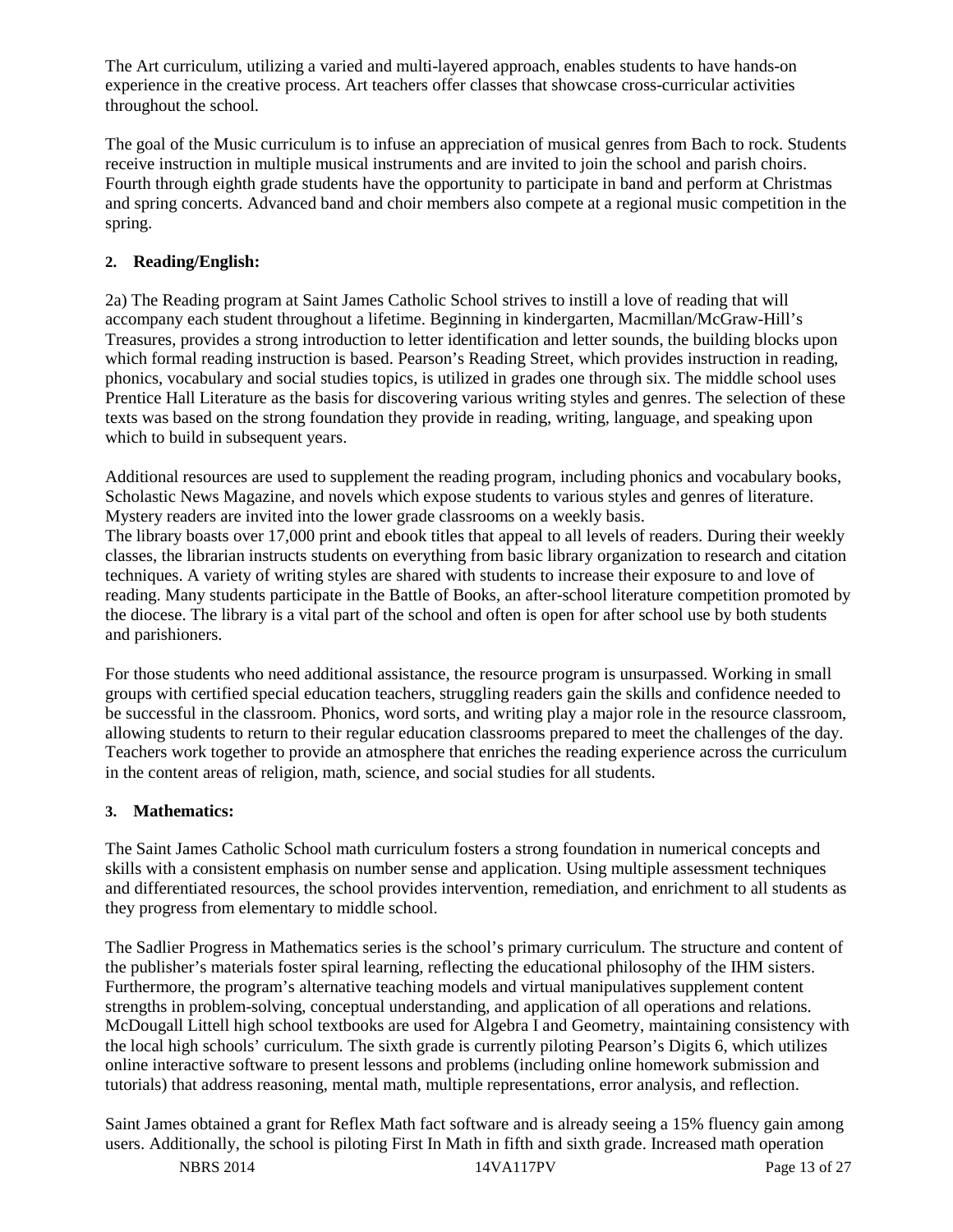The Art curriculum, utilizing a varied and multi-layered approach, enables students to have hands-on experience in the creative process. Art teachers offer classes that showcase cross-curricular activities throughout the school.

The goal of the Music curriculum is to infuse an appreciation of musical genres from Bach to rock. Students receive instruction in multiple musical instruments and are invited to join the school and parish choirs. Fourth through eighth grade students have the opportunity to participate in band and perform at Christmas and spring concerts. Advanced band and choir members also compete at a regional music competition in the spring.

**2. Reading/English:**

2a) The Reading program at Saint James Catholic School strives to instill a love of reading that will accompany each student throughout a lifetime. Beginning in kindergarten, Macmillan/McGraw-Hill's Treasures, provides a strong introduction to letter identification and letter sounds, the building blocks upon which formal reading instruction is based. Pearson's Reading Street, which provides instruction in reading, phonics, vocabulary and social studies topics, is utilized in grades one through six. The middle school uses Prentice Hall Literature as the basis for discovering various writing styles and genres. The selection of these texts was based on the strong foundation they provide in reading, writing, language, and speaking upon which to build in subsequent years.

Additional resources are used to supplement the reading program, including phonics and vocabulary books, Scholastic News Magazine, and novels which expose students to various styles and genres of literature. Mystery readers are invited into the lower grade classrooms on a weekly basis.
The library boasts over 17,000 print and ebook titles that appeal to all levels of readers. During their weekly classes, the librarian instructs students on everything from basic library organization to research and citation techniques. A variety of writing styles are shared with students to increase their exposure to and love of reading. Many students participate in the Battle of Books, an after-school literature competition promoted by the diocese. The library is a vital part of the school and often is open for after school use by both students and parishioners.

For those students who need additional assistance, the resource program is unsurpassed. Working in small groups with certified special education teachers, struggling readers gain the skills and confidence needed to be successful in the classroom. Phonics, word sorts, and writing play a major role in the resource classroom, allowing students to return to their regular education classrooms prepared to meet the challenges of the day. Teachers work together to provide an atmosphere that enriches the reading experience across the curriculum in the content areas of religion, math, science, and social studies for all students.

**3. Mathematics:**

The Saint James Catholic School math curriculum fosters a strong foundation in numerical concepts and skills with a consistent emphasis on number sense and application. Using multiple assessment techniques and differentiated resources, the school provides intervention, remediation, and enrichment to all students as they progress from elementary to middle school.

The Sadlier Progress in Mathematics series is the school's primary curriculum. The structure and content of the publisher's materials foster spiral learning, reflecting the educational philosophy of the IHM sisters. Furthermore, the program's alternative teaching models and virtual manipulatives supplement content strengths in problem-solving, conceptual understanding, and application of all operations and relations. McDougall Littell high school textbooks are used for Algebra I and Geometry, maintaining consistency with the local high schools' curriculum. The sixth grade is currently piloting Pearson's Digits 6, which utilizes online interactive software to present lessons and problems (including online homework submission and tutorials) that address reasoning, mental math, multiple representations, error analysis, and reflection.

Saint James obtained a grant for Reflex Math fact software and is already seeing a 15% fluency gain among users. Additionally, the school is piloting First In Math in fifth and sixth grade. Increased math operation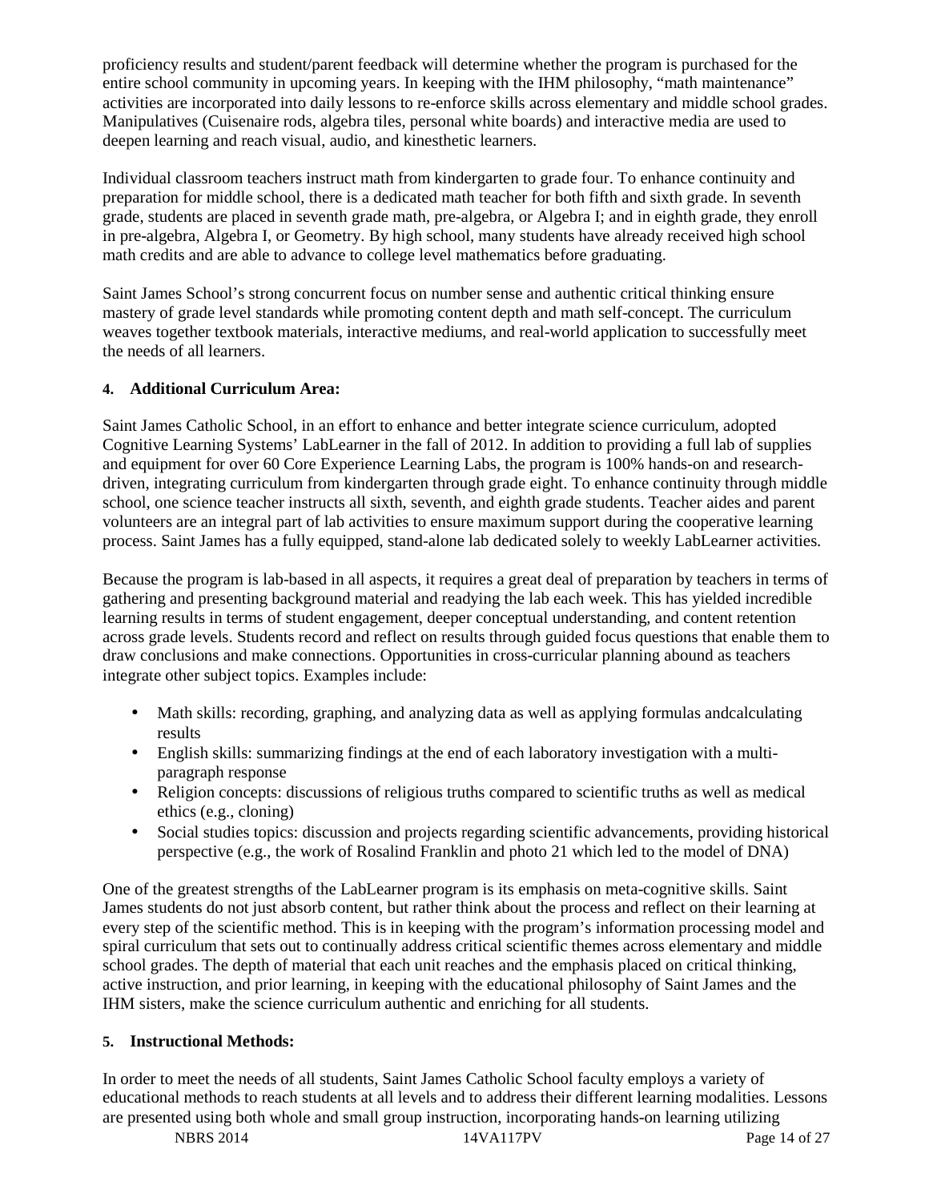proficiency results and student/parent feedback will determine whether the program is purchased for the entire school community in upcoming years. In keeping with the IHM philosophy, "math maintenance" activities are incorporated into daily lessons to re-enforce skills across elementary and middle school grades. Manipulatives (Cuisenaire rods, algebra tiles, personal white boards) and interactive media are used to deepen learning and reach visual, audio, and kinesthetic learners.

Individual classroom teachers instruct math from kindergarten to grade four. To enhance continuity and preparation for middle school, there is a dedicated math teacher for both fifth and sixth grade. In seventh grade, students are placed in seventh grade math, pre-algebra, or Algebra I; and in eighth grade, they enroll in pre-algebra, Algebra I, or Geometry. By high school, many students have already received high school math credits and are able to advance to college level mathematics before graduating.

Saint James School's strong concurrent focus on number sense and authentic critical thinking ensure mastery of grade level standards while promoting content depth and math self-concept. The curriculum weaves together textbook materials, interactive mediums, and real-world application to successfully meet the needs of all learners.

**4. Additional Curriculum Area:**

Saint James Catholic School, in an effort to enhance and better integrate science curriculum, adopted Cognitive Learning Systems' LabLearner in the fall of 2012. In addition to providing a full lab of supplies and equipment for over 60 Core Experience Learning Labs, the program is 100% hands-on and research-driven, integrating curriculum from kindergarten through grade eight. To enhance continuity through middle school, one science teacher instructs all sixth, seventh, and eighth grade students. Teacher aides and parent volunteers are an integral part of lab activities to ensure maximum support during the cooperative learning process. Saint James has a fully equipped, stand-alone lab dedicated solely to weekly LabLearner activities.

Because the program is lab-based in all aspects, it requires a great deal of preparation by teachers in terms of gathering and presenting background material and readying the lab each week. This has yielded incredible learning results in terms of student engagement, deeper conceptual understanding, and content retention across grade levels. Students record and reflect on results through guided focus questions that enable them to draw conclusions and make connections. Opportunities in cross-curricular planning abound as teachers integrate other subject topics. Examples include:

- Math skills: recording, graphing, and analyzing data as well as applying formulas andcalculating results
- English skills: summarizing findings at the end of each laboratory investigation with a multi-paragraph response
- Religion concepts: discussions of religious truths compared to scientific truths as well as medical ethics (e.g., cloning)
- Social studies topics: discussion and projects regarding scientific advancements, providing historical perspective (e.g., the work of Rosalind Franklin and photo 21 which led to the model of DNA)

One of the greatest strengths of the LabLearner program is its emphasis on meta-cognitive skills. Saint James students do not just absorb content, but rather think about the process and reflect on their learning at every step of the scientific method. This is in keeping with the program's information processing model and spiral curriculum that sets out to continually address critical scientific themes across elementary and middle school grades. The depth of material that each unit reaches and the emphasis placed on critical thinking, active instruction, and prior learning, in keeping with the educational philosophy of Saint James and the IHM sisters, make the science curriculum authentic and enriching for all students.

**5. Instructional Methods:**

In order to meet the needs of all students, Saint James Catholic School faculty employs a variety of educational methods to reach students at all levels and to address their different learning modalities. Lessons are presented using both whole and small group instruction, incorporating hands-on learning utilizing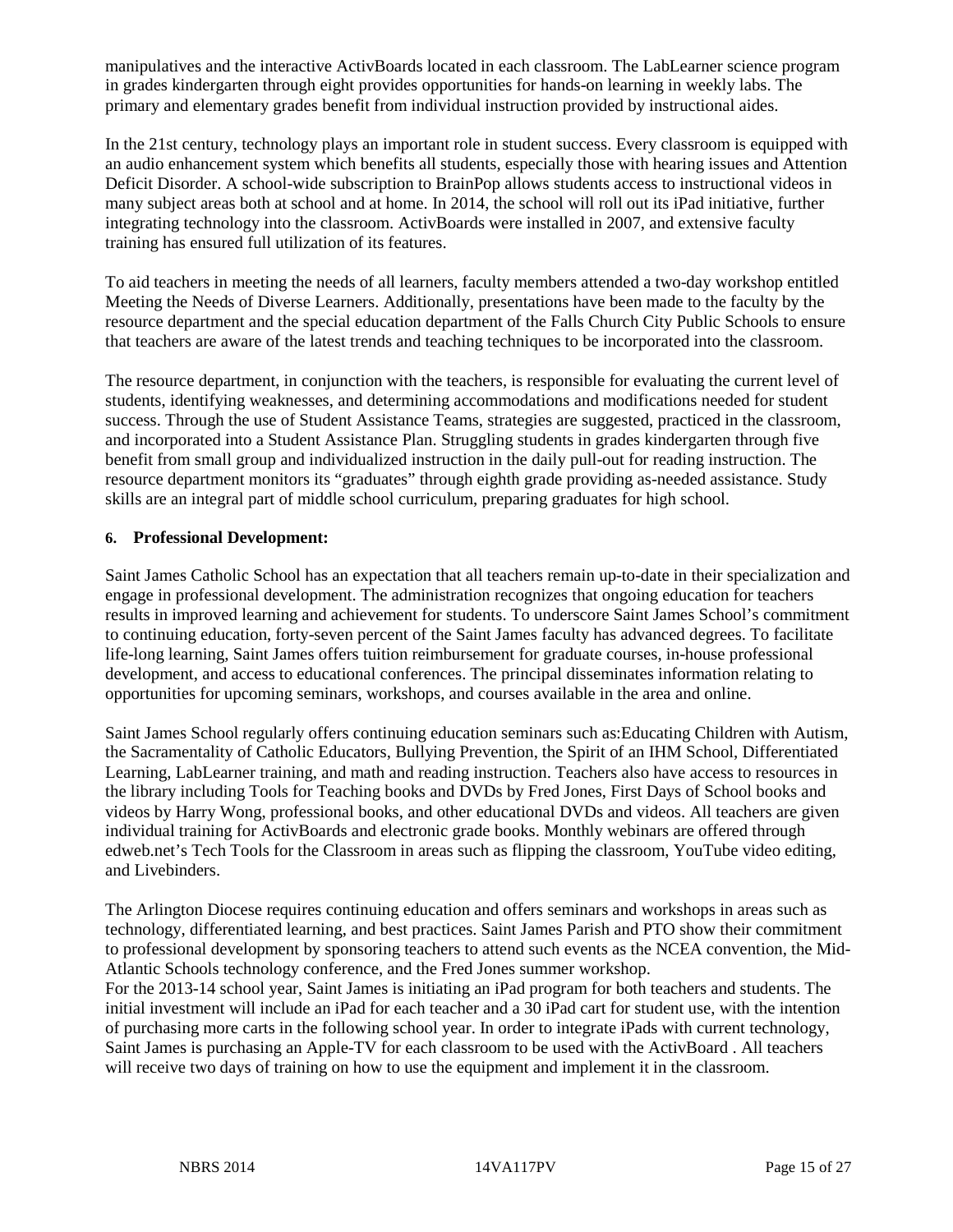manipulatives and the interactive ActivBoards located in each classroom. The LabLearner science program in grades kindergarten through eight provides opportunities for hands-on learning in weekly labs. The primary and elementary grades benefit from individual instruction provided by instructional aides.

In the 21st century, technology plays an important role in student success. Every classroom is equipped with an audio enhancement system which benefits all students, especially those with hearing issues and Attention Deficit Disorder. A school-wide subscription to BrainPop allows students access to instructional videos in many subject areas both at school and at home. In 2014, the school will roll out its iPad initiative, further integrating technology into the classroom. ActivBoards were installed in 2007, and extensive faculty training has ensured full utilization of its features.

To aid teachers in meeting the needs of all learners, faculty members attended a two-day workshop entitled Meeting the Needs of Diverse Learners. Additionally, presentations have been made to the faculty by the resource department and the special education department of the Falls Church City Public Schools to ensure that teachers are aware of the latest trends and teaching techniques to be incorporated into the classroom.

The resource department, in conjunction with the teachers, is responsible for evaluating the current level of students, identifying weaknesses, and determining accommodations and modifications needed for student success. Through the use of Student Assistance Teams, strategies are suggested, practiced in the classroom, and incorporated into a Student Assistance Plan. Struggling students in grades kindergarten through five benefit from small group and individualized instruction in the daily pull-out for reading instruction. The resource department monitors its "graduates" through eighth grade providing as-needed assistance. Study skills are an integral part of middle school curriculum, preparing graduates for high school.

**6. Professional Development:**

Saint James Catholic School has an expectation that all teachers remain up-to-date in their specialization and engage in professional development. The administration recognizes that ongoing education for teachers results in improved learning and achievement for students. To underscore Saint James School's commitment to continuing education, forty-seven percent of the Saint James faculty has advanced degrees. To facilitate life-long learning, Saint James offers tuition reimbursement for graduate courses, in-house professional development, and access to educational conferences. The principal disseminates information relating to opportunities for upcoming seminars, workshops, and courses available in the area and online.

Saint James School regularly offers continuing education seminars such as:Educating Children with Autism, the Sacramentality of Catholic Educators, Bullying Prevention, the Spirit of an IHM School, Differentiated Learning, LabLearner training, and math and reading instruction. Teachers also have access to resources in the library including Tools for Teaching books and DVDs by Fred Jones, First Days of School books and videos by Harry Wong, professional books, and other educational DVDs and videos. All teachers are given individual training for ActivBoards and electronic grade books. Monthly webinars are offered through edweb.net's Tech Tools for the Classroom in areas such as flipping the classroom, YouTube video editing, and Livebinders.

The Arlington Diocese requires continuing education and offers seminars and workshops in areas such as technology, differentiated learning, and best practices. Saint James Parish and PTO show their commitment to professional development by sponsoring teachers to attend such events as the NCEA convention, the Mid-Atlantic Schools technology conference, and the Fred Jones summer workshop.
For the 2013-14 school year, Saint James is initiating an iPad program for both teachers and students. The initial investment will include an iPad for each teacher and a 30 iPad cart for student use, with the intention of purchasing more carts in the following school year. In order to integrate iPads with current technology, Saint James is purchasing an Apple-TV for each classroom to be used with the ActivBoard . All teachers will receive two days of training on how to use the equipment and implement it in the classroom.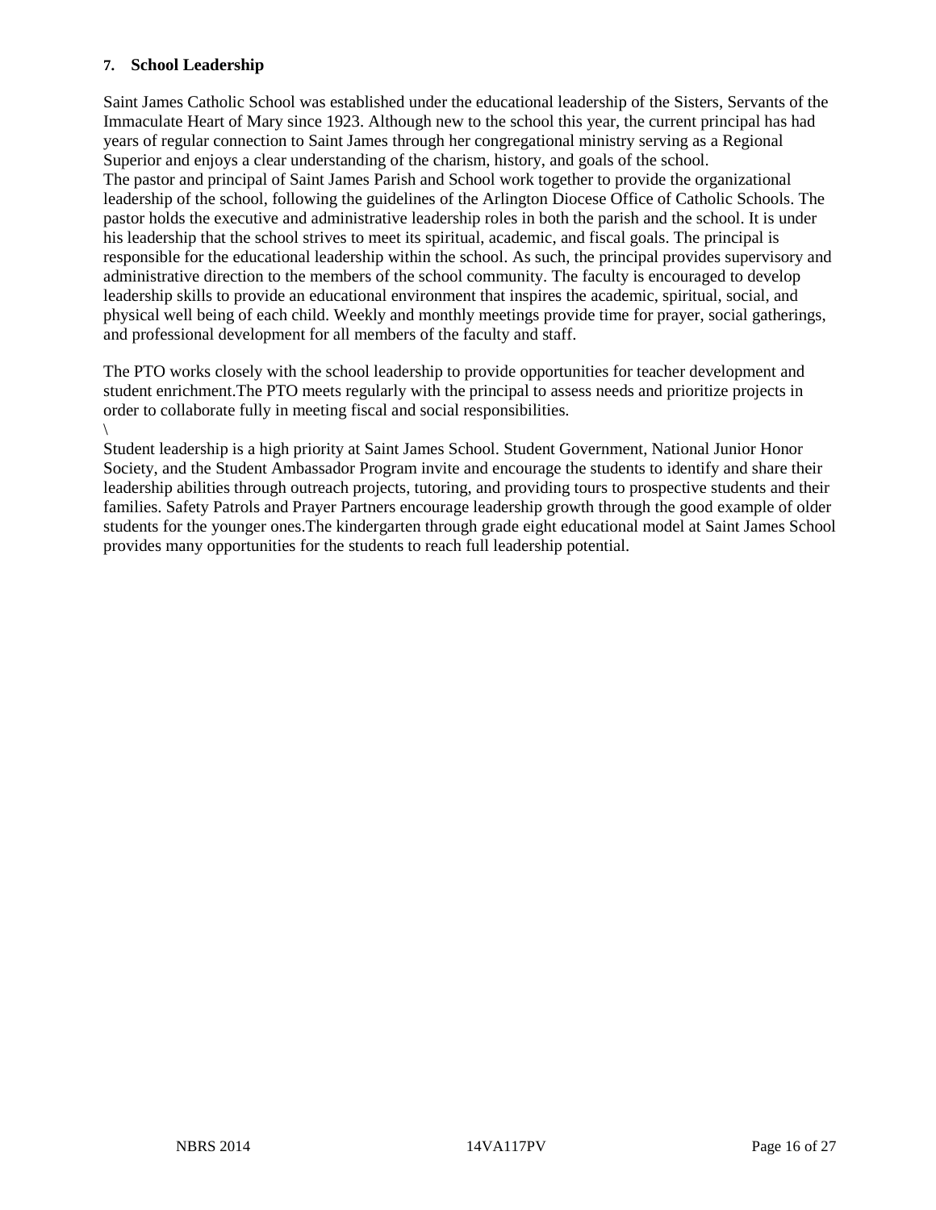**7. School Leadership**

Saint James Catholic School was established under the educational leadership of the Sisters, Servants of the Immaculate Heart of Mary since 1923. Although new to the school this year, the current principal has had years of regular connection to Saint James through her congregational ministry serving as a Regional Superior and enjoys a clear understanding of the charism, history, and goals of the school.
The pastor and principal of Saint James Parish and School work together to provide the organizational leadership of the school, following the guidelines of the Arlington Diocese Office of Catholic Schools. The pastor holds the executive and administrative leadership roles in both the parish and the school. It is under his leadership that the school strives to meet its spiritual, academic, and fiscal goals. The principal is responsible for the educational leadership within the school. As such, the principal provides supervisory and administrative direction to the members of the school community. The faculty is encouraged to develop leadership skills to provide an educational environment that inspires the academic, spiritual, social, and physical well being of each child. Weekly and monthly meetings provide time for prayer, social gatherings, and professional development for all members of the faculty and staff.

The PTO works closely with the school leadership to provide opportunities for teacher development and student enrichment.The PTO meets regularly with the principal to assess needs and prioritize projects in order to collaborate fully in meeting fiscal and social responsibilities.
\
Student leadership is a high priority at Saint James School. Student Government, National Junior Honor Society, and the Student Ambassador Program invite and encourage the students to identify and share their leadership abilities through outreach projects, tutoring, and providing tours to prospective students and their families. Safety Patrols and Prayer Partners encourage leadership growth through the good example of older students for the younger ones.The kindergarten through grade eight educational model at Saint James School provides many opportunities for the students to reach full leadership potential.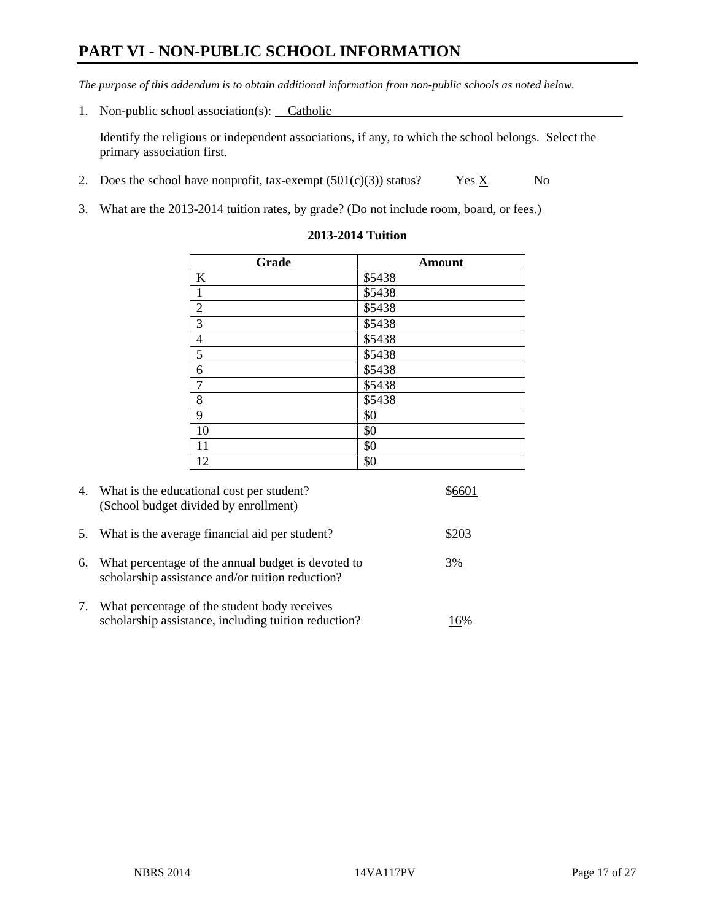# PART VI - NON-PUBLIC SCHOOL INFORMATION

*The purpose of this addendum is to obtain additional information from non-public schools as noted below.*

1. Non-public school association(s): Catholic

   Identify the religious or independent associations, if any, to which the school belongs. Select the primary association first.

2. Does the school have nonprofit, tax-exempt (501(c)(3)) status? Yes X No

3. What are the 2013-2014 tuition rates, by grade? (Do not include room, board, or fees.)

**2013-2014 Tuition**

| Grade | Amount |
|---|---|
| K | $5438 |
| 1 | $5438 |
| 2 | $5438 |
| 3 | $5438 |
| 4 | $5438 |
| 5 | $5438 |
| 6 | $5438 |
| 7 | $5438 |
| 8 | $5438 |
| 9 | $0 |
| 10 | $0 |
| 11 | $0 |
| 12 | $0 |

4. What is the educational cost per student? (School budget divided by enrollment) $6601

5. What is the average financial aid per student? $203

6. What percentage of the annual budget is devoted to scholarship assistance and/or tuition reduction? 3%

7. What percentage of the student body receives scholarship assistance, including tuition reduction? 16%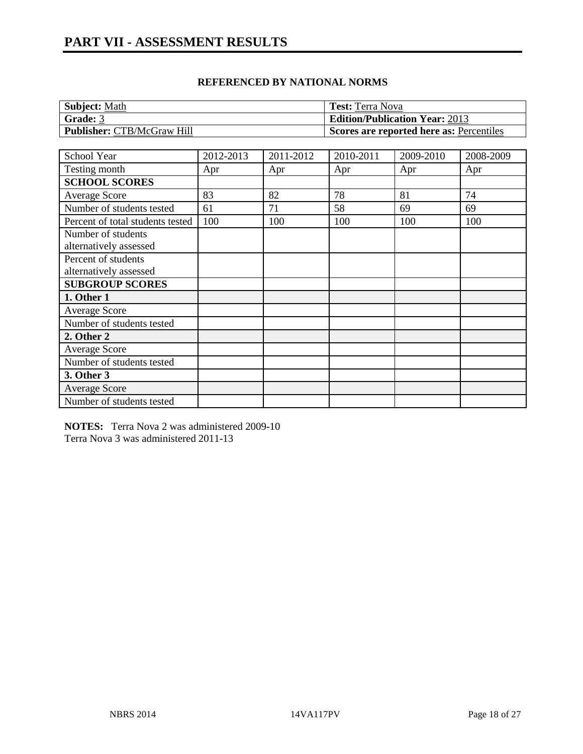# PART VII - ASSESSMENT RESULTS

### REFERENCED BY NATIONAL NORMS

| **Subject:** Math | **Test:** Terra Nova |
|---|---|
| **Grade:** 3 | **Edition/Publication Year:** 2013 |
| **Publisher:** CTB/McGraw Hill | **Scores are reported here as:** Percentiles |

| School Year | 2012-2013 | 2011-2012 | 2010-2011 | 2009-2010 | 2008-2009 |
|---|---|---|---|---|---|
| Testing month | Apr | Apr | Apr | Apr | Apr |
| **SCHOOL SCORES** | | | | | |
| Average Score | 83 | 82 | 78 | 81 | 74 |
| Number of students tested | 61 | 71 | 58 | 69 | 69 |
| Percent of total students tested | 100 | 100 | 100 | 100 | 100 |
| Number of students alternatively assessed | | | | | |
| Percent of students alternatively assessed | | | | | |
| **SUBGROUP SCORES** | | | | | |
| **1. Other 1** | | | | | |
| Average Score | | | | | |
| Number of students tested | | | | | |
| **2. Other 2** | | | | | |
| Average Score | | | | | |
| Number of students tested | | | | | |
| **3. Other 3** | | | | | |
| Average Score | | | | | |
| Number of students tested | | | | | |

**NOTES:** Terra Nova 2 was administered 2009-10
Terra Nova 3 was administered 2011-13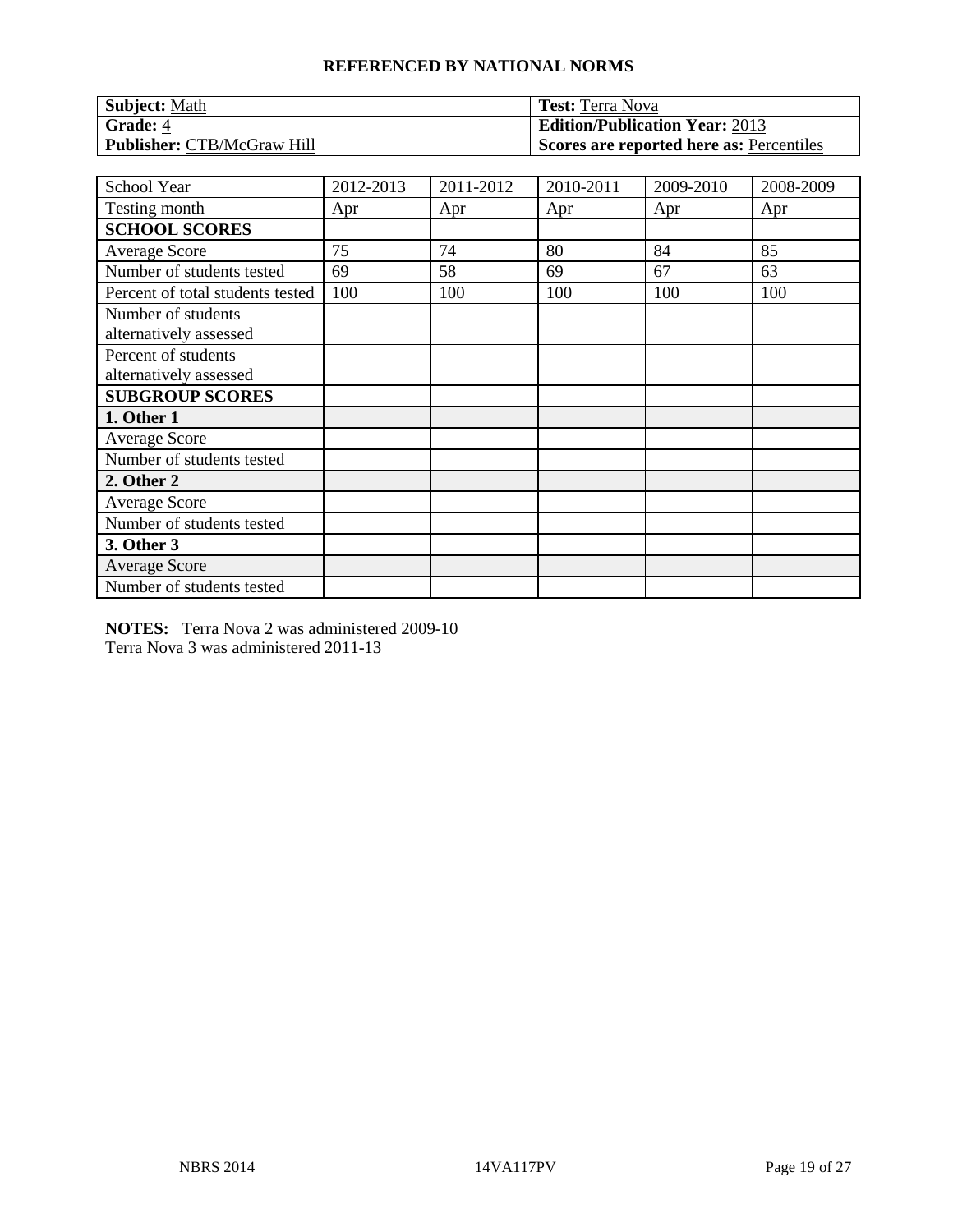## REFERENCED BY NATIONAL NORMS

| **Subject:** Math | **Test:** Terra Nova |
|---|---|
| **Grade:** 4 | **Edition/Publication Year:** 2013 |
| **Publisher:** CTB/McGraw Hill | **Scores are reported here as:** Percentiles |

| School Year | 2012-2013 | 2011-2012 | 2010-2011 | 2009-2010 | 2008-2009 |
|---|---|---|---|---|---|
| Testing month | Apr | Apr | Apr | Apr | Apr |
| **SCHOOL SCORES** | | | | | |
| Average Score | 75 | 74 | 80 | 84 | 85 |
| Number of students tested | 69 | 58 | 69 | 67 | 63 |
| Percent of total students tested | 100 | 100 | 100 | 100 | 100 |
| Number of students alternatively assessed | | | | | |
| Percent of students alternatively assessed | | | | | |
| **SUBGROUP SCORES** | | | | | |
| **1. Other 1** | | | | | |
| Average Score | | | | | |
| Number of students tested | | | | | |
| **2. Other 2** | | | | | |
| Average Score | | | | | |
| Number of students tested | | | | | |
| **3. Other 3** | | | | | |
| Average Score | | | | | |
| Number of students tested | | | | | |

**NOTES:** Terra Nova 2 was administered 2009-10
Terra Nova 3 was administered 2011-13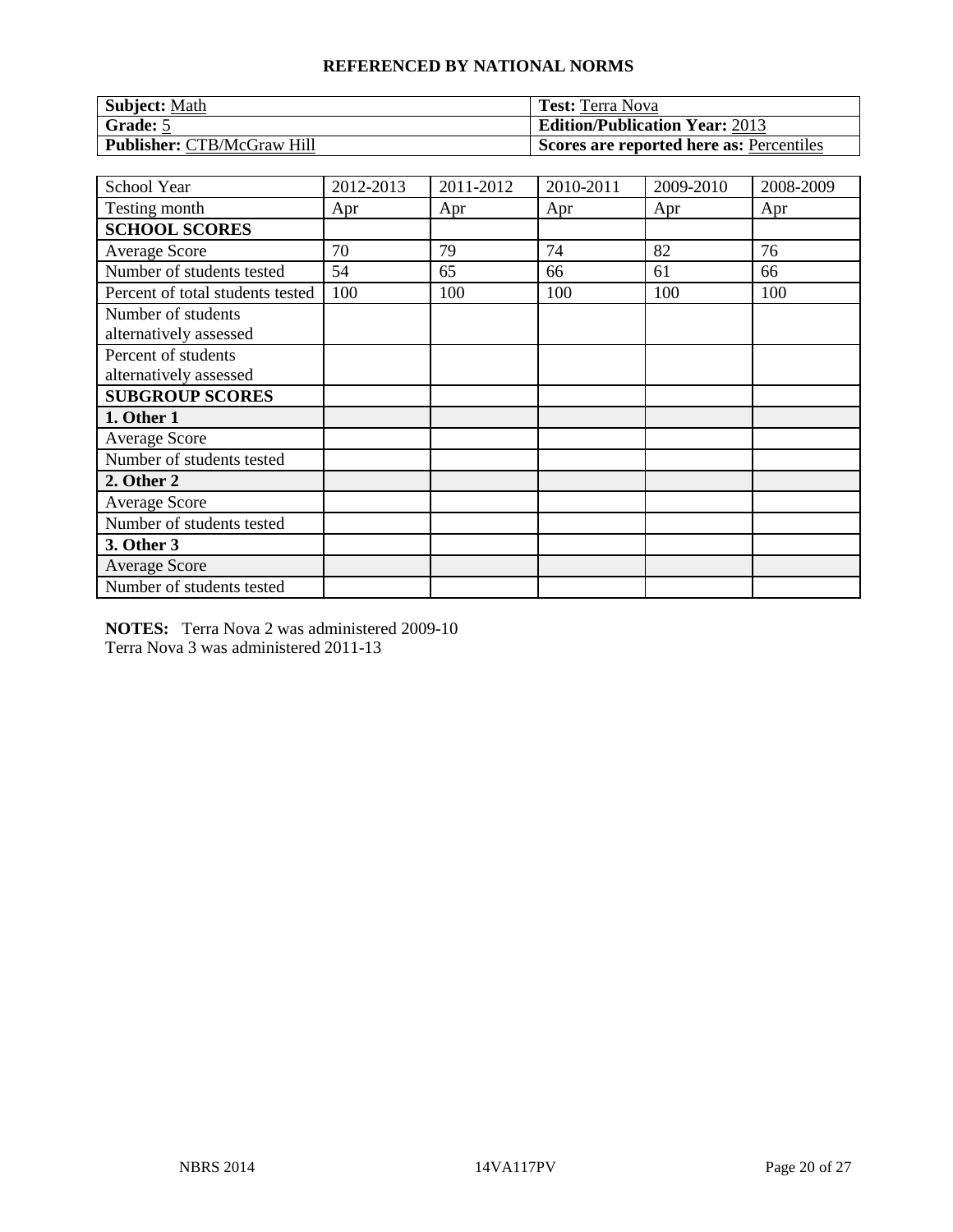## REFERENCED BY NATIONAL NORMS

| **Subject:** Math | **Test:** Terra Nova |
|---|---|
| **Grade:** 5 | **Edition/Publication Year:** 2013 |
| **Publisher:** CTB/McGraw Hill | **Scores are reported here as:** Percentiles |

| School Year | 2012-2013 | 2011-2012 | 2010-2011 | 2009-2010 | 2008-2009 |
|---|---|---|---|---|---|
| Testing month | Apr | Apr | Apr | Apr | Apr |
| **SCHOOL SCORES** | | | | | |
| Average Score | 70 | 79 | 74 | 82 | 76 |
| Number of students tested | 54 | 65 | 66 | 61 | 66 |
| Percent of total students tested | 100 | 100 | 100 | 100 | 100 |
| Number of students alternatively assessed | | | | | |
| Percent of students alternatively assessed | | | | | |
| **SUBGROUP SCORES** | | | | | |
| **1. Other 1** | | | | | |
| Average Score | | | | | |
| Number of students tested | | | | | |
| **2. Other 2** | | | | | |
| Average Score | | | | | |
| Number of students tested | | | | | |
| **3. Other 3** | | | | | |
| Average Score | | | | | |
| Number of students tested | | | | | |

**NOTES:** Terra Nova 2 was administered 2009-10
Terra Nova 3 was administered 2011-13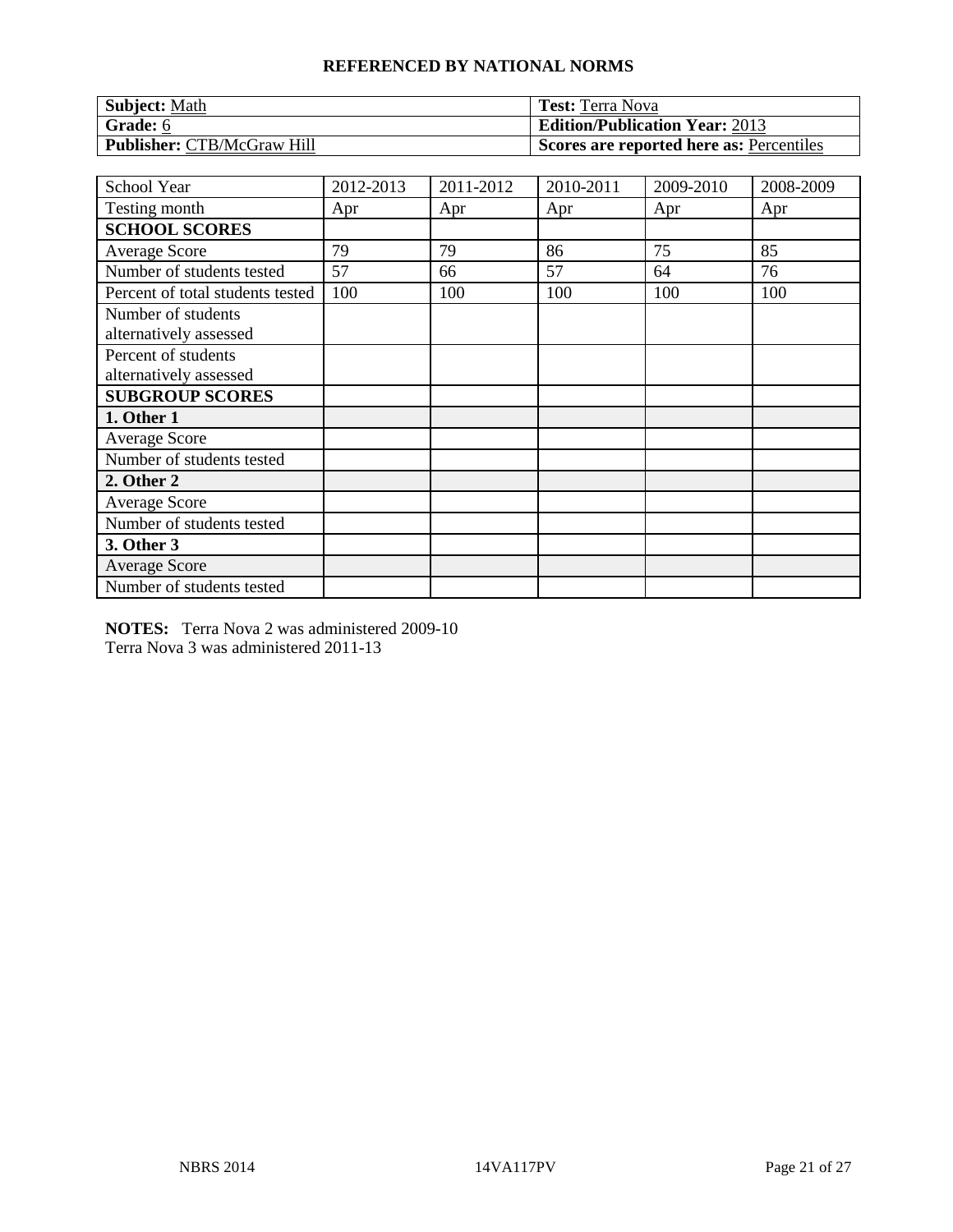**REFERENCED BY NATIONAL NORMS**

| **Subject:** Math | **Test:** Terra Nova |
|---|---|
| **Grade:** 6 | **Edition/Publication Year:** 2013 |
| **Publisher:** CTB/McGraw Hill | **Scores are reported here as:** Percentiles |

| School Year | 2012-2013 | 2011-2012 | 2010-2011 | 2009-2010 | 2008-2009 |
|---|---|---|---|---|---|
| Testing month | Apr | Apr | Apr | Apr | Apr |
| **SCHOOL SCORES** | | | | | |
| Average Score | 79 | 79 | 86 | 75 | 85 |
| Number of students tested | 57 | 66 | 57 | 64 | 76 |
| Percent of total students tested | 100 | 100 | 100 | 100 | 100 |
| Number of students alternatively assessed | | | | | |
| Percent of students alternatively assessed | | | | | |
| **SUBGROUP SCORES** | | | | | |
| **1. Other 1** | | | | | |
| Average Score | | | | | |
| Number of students tested | | | | | |
| **2. Other 2** | | | | | |
| Average Score | | | | | |
| Number of students tested | | | | | |
| **3. Other 3** | | | | | |
| Average Score | | | | | |
| Number of students tested | | | | | |

**NOTES:** Terra Nova 2 was administered 2009-10
Terra Nova 3 was administered 2011-13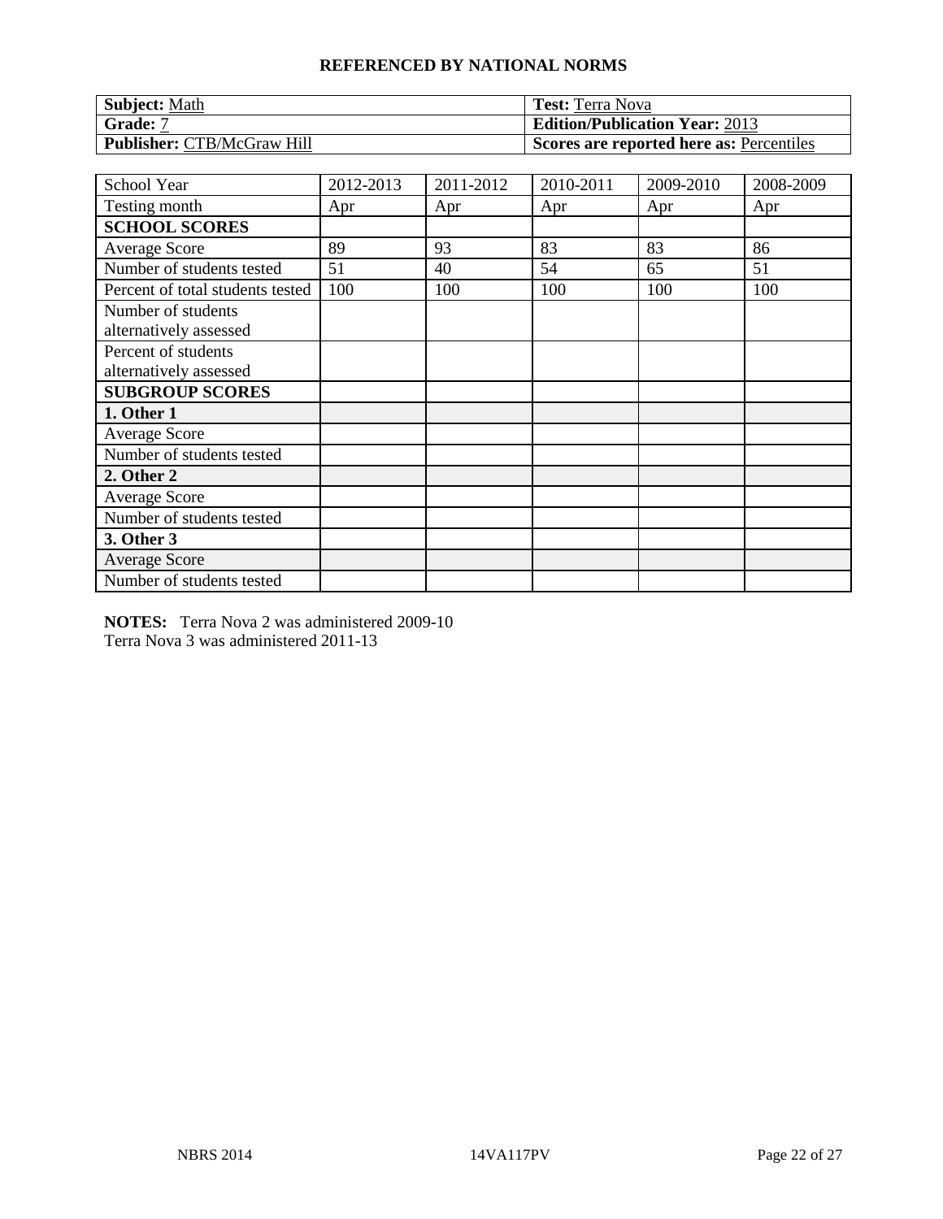## REFERENCED BY NATIONAL NORMS

| **Subject:** Math | **Test:** Terra Nova |
|---|---|
| **Grade:** 7 | **Edition/Publication Year:** 2013 |
| **Publisher:** CTB/McGraw Hill | **Scores are reported here as:** Percentiles |

| School Year | 2012-2013 | 2011-2012 | 2010-2011 | 2009-2010 | 2008-2009 |
|---|---|---|---|---|---|
| Testing month | Apr | Apr | Apr | Apr | Apr |
| **SCHOOL SCORES** | | | | | |
| Average Score | 89 | 93 | 83 | 83 | 86 |
| Number of students tested | 51 | 40 | 54 | 65 | 51 |
| Percent of total students tested | 100 | 100 | 100 | 100 | 100 |
| Number of students alternatively assessed | | | | | |
| Percent of students alternatively assessed | | | | | |
| **SUBGROUP SCORES** | | | | | |
| **1. Other 1** | | | | | |
| Average Score | | | | | |
| Number of students tested | | | | | |
| **2. Other 2** | | | | | |
| Average Score | | | | | |
| Number of students tested | | | | | |
| **3. Other 3** | | | | | |
| Average Score | | | | | |
| Number of students tested | | | | | |

**NOTES:** Terra Nova 2 was administered 2009-10
Terra Nova 3 was administered 2011-13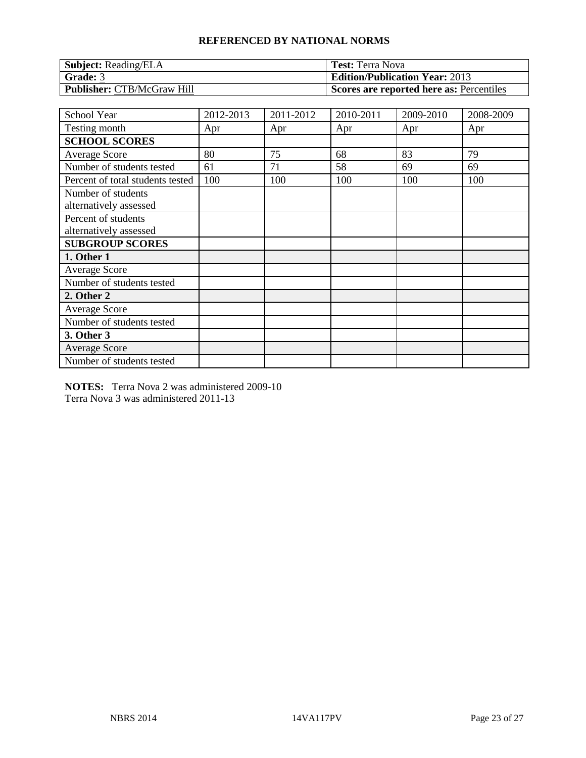## REFERENCED BY NATIONAL NORMS

| **Subject:** Reading/ELA | **Test:** Terra Nova |
|---|---|
| **Grade:** 3 | **Edition/Publication Year:** 2013 |
| **Publisher:** CTB/McGraw Hill | **Scores are reported here as:** Percentiles |

| School Year | 2012-2013 | 2011-2012 | 2010-2011 | 2009-2010 | 2008-2009 |
|---|---|---|---|---|---|
| Testing month | Apr | Apr | Apr | Apr | Apr |
| **SCHOOL SCORES** | | | | | |
| Average Score | 80 | 75 | 68 | 83 | 79 |
| Number of students tested | 61 | 71 | 58 | 69 | 69 |
| Percent of total students tested | 100 | 100 | 100 | 100 | 100 |
| Number of students alternatively assessed | | | | | |
| Percent of students alternatively assessed | | | | | |
| **SUBGROUP SCORES** | | | | | |
| **1. Other 1** | | | | | |
| Average Score | | | | | |
| Number of students tested | | | | | |
| **2. Other 2** | | | | | |
| Average Score | | | | | |
| Number of students tested | | | | | |
| **3. Other 3** | | | | | |
| Average Score | | | | | |
| Number of students tested | | | | | |

**NOTES:** Terra Nova 2 was administered 2009-10
Terra Nova 3 was administered 2011-13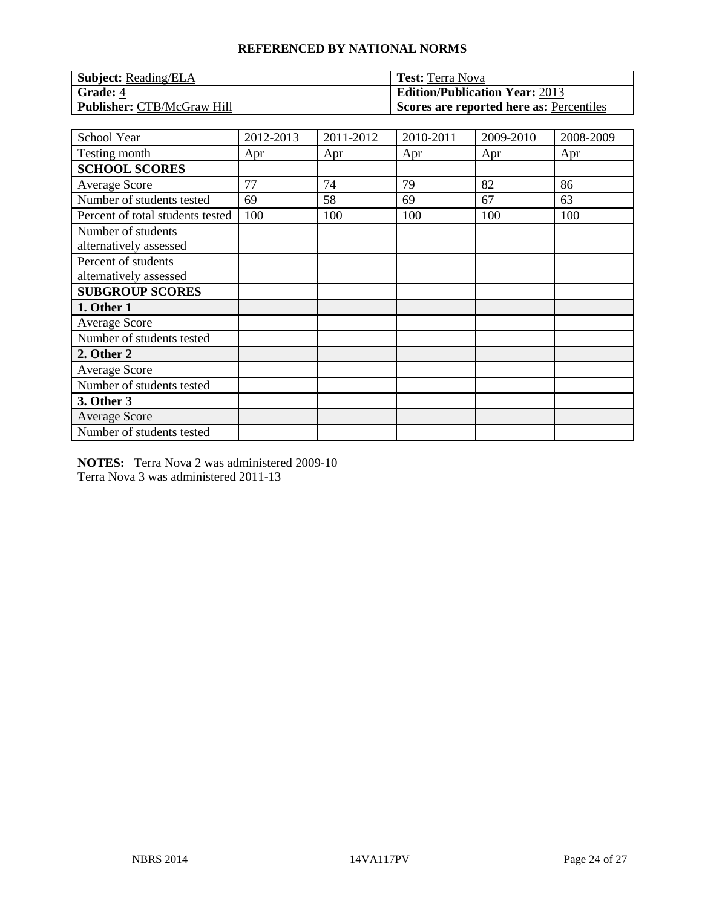## REFERENCED BY NATIONAL NORMS

| **Subject:** Reading/ELA | **Test:** Terra Nova |
|---|---|
| **Grade:** 4 | **Edition/Publication Year:** 2013 |
| **Publisher:** CTB/McGraw Hill | **Scores are reported here as:** Percentiles |

| School Year | 2012-2013 | 2011-2012 | 2010-2011 | 2009-2010 | 2008-2009 |
|---|---|---|---|---|---|
| Testing month | Apr | Apr | Apr | Apr | Apr |
| **SCHOOL SCORES** | | | | | |
| Average Score | 77 | 74 | 79 | 82 | 86 |
| Number of students tested | 69 | 58 | 69 | 67 | 63 |
| Percent of total students tested | 100 | 100 | 100 | 100 | 100 |
| Number of students alternatively assessed | | | | | |
| Percent of students alternatively assessed | | | | | |
| **SUBGROUP SCORES** | | | | | |
| **1. Other 1** | | | | | |
| Average Score | | | | | |
| Number of students tested | | | | | |
| **2. Other 2** | | | | | |
| Average Score | | | | | |
| Number of students tested | | | | | |
| **3. Other 3** | | | | | |
| Average Score | | | | | |
| Number of students tested | | | | | |

**NOTES:** Terra Nova 2 was administered 2009-10
Terra Nova 3 was administered 2011-13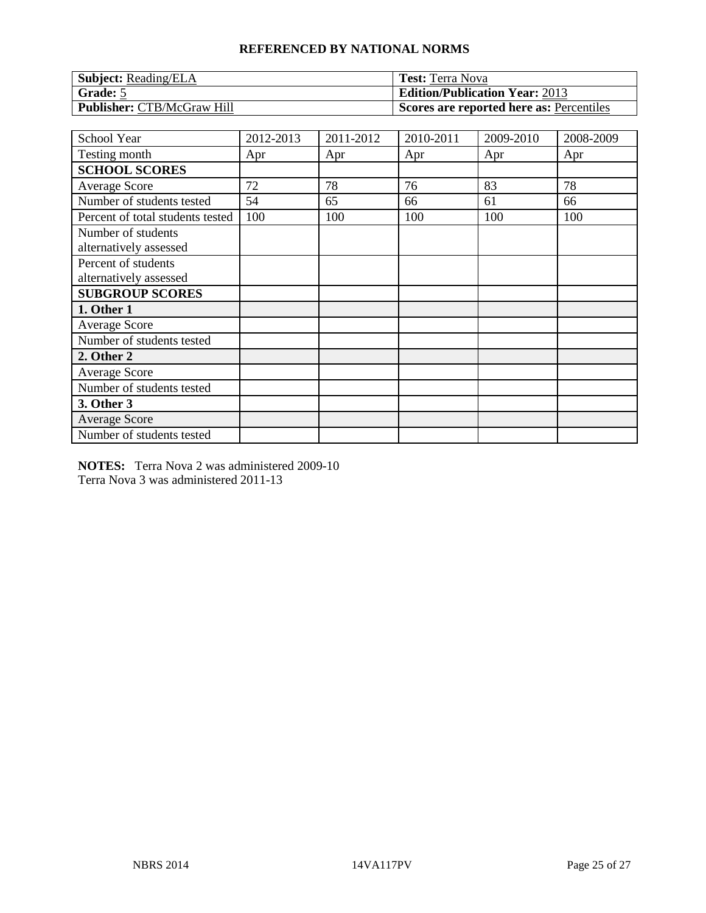## REFERENCED BY NATIONAL NORMS

| **Subject:** Reading/ELA | **Test:** Terra Nova |
|---|---|
| **Grade:** 5 | **Edition/Publication Year:** 2013 |
| **Publisher:** CTB/McGraw Hill | **Scores are reported here as:** Percentiles |

| School Year | 2012-2013 | 2011-2012 | 2010-2011 | 2009-2010 | 2008-2009 |
|---|---|---|---|---|---|
| Testing month | Apr | Apr | Apr | Apr | Apr |
| **SCHOOL SCORES** | | | | | |
| Average Score | 72 | 78 | 76 | 83 | 78 |
| Number of students tested | 54 | 65 | 66 | 61 | 66 |
| Percent of total students tested | 100 | 100 | 100 | 100 | 100 |
| Number of students alternatively assessed | | | | | |
| Percent of students alternatively assessed | | | | | |
| **SUBGROUP SCORES** | | | | | |
| **1. Other 1** | | | | | |
| Average Score | | | | | |
| Number of students tested | | | | | |
| **2. Other 2** | | | | | |
| Average Score | | | | | |
| Number of students tested | | | | | |
| **3. Other 3** | | | | | |
| Average Score | | | | | |
| Number of students tested | | | | | |

**NOTES:** Terra Nova 2 was administered 2009-10
Terra Nova 3 was administered 2011-13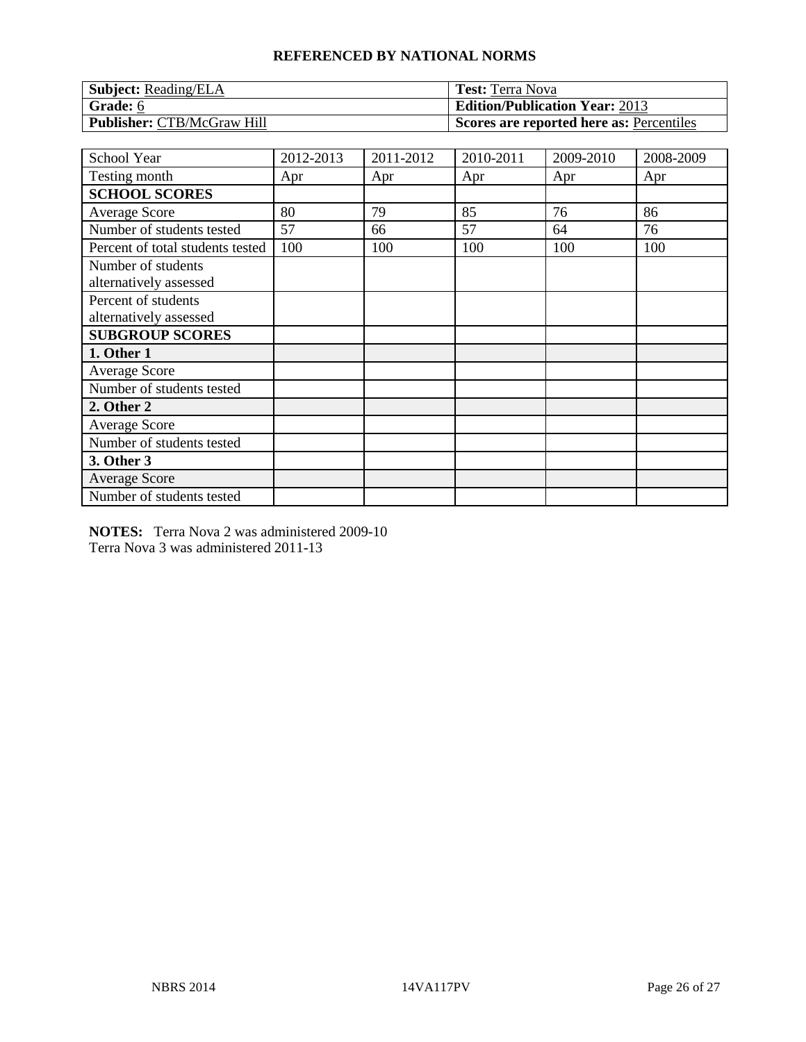## REFERENCED BY NATIONAL NORMS

| **Subject:** Reading/ELA | **Test:** Terra Nova |
|---|---|
| **Grade:** 6 | **Edition/Publication Year:** 2013 |
| **Publisher:** CTB/McGraw Hill | **Scores are reported here as:** Percentiles |

| School Year | 2012-2013 | 2011-2012 | 2010-2011 | 2009-2010 | 2008-2009 |
|---|---|---|---|---|---|
| Testing month | Apr | Apr | Apr | Apr | Apr |
| **SCHOOL SCORES** | | | | | |
| Average Score | 80 | 79 | 85 | 76 | 86 |
| Number of students tested | 57 | 66 | 57 | 64 | 76 |
| Percent of total students tested | 100 | 100 | 100 | 100 | 100 |
| Number of students alternatively assessed | | | | | |
| Percent of students alternatively assessed | | | | | |
| **SUBGROUP SCORES** | | | | | |
| **1. Other 1** | | | | | |
| Average Score | | | | | |
| Number of students tested | | | | | |
| **2. Other 2** | | | | | |
| Average Score | | | | | |
| Number of students tested | | | | | |
| **3. Other 3** | | | | | |
| Average Score | | | | | |
| Number of students tested | | | | | |

**NOTES:** Terra Nova 2 was administered 2009-10
Terra Nova 3 was administered 2011-13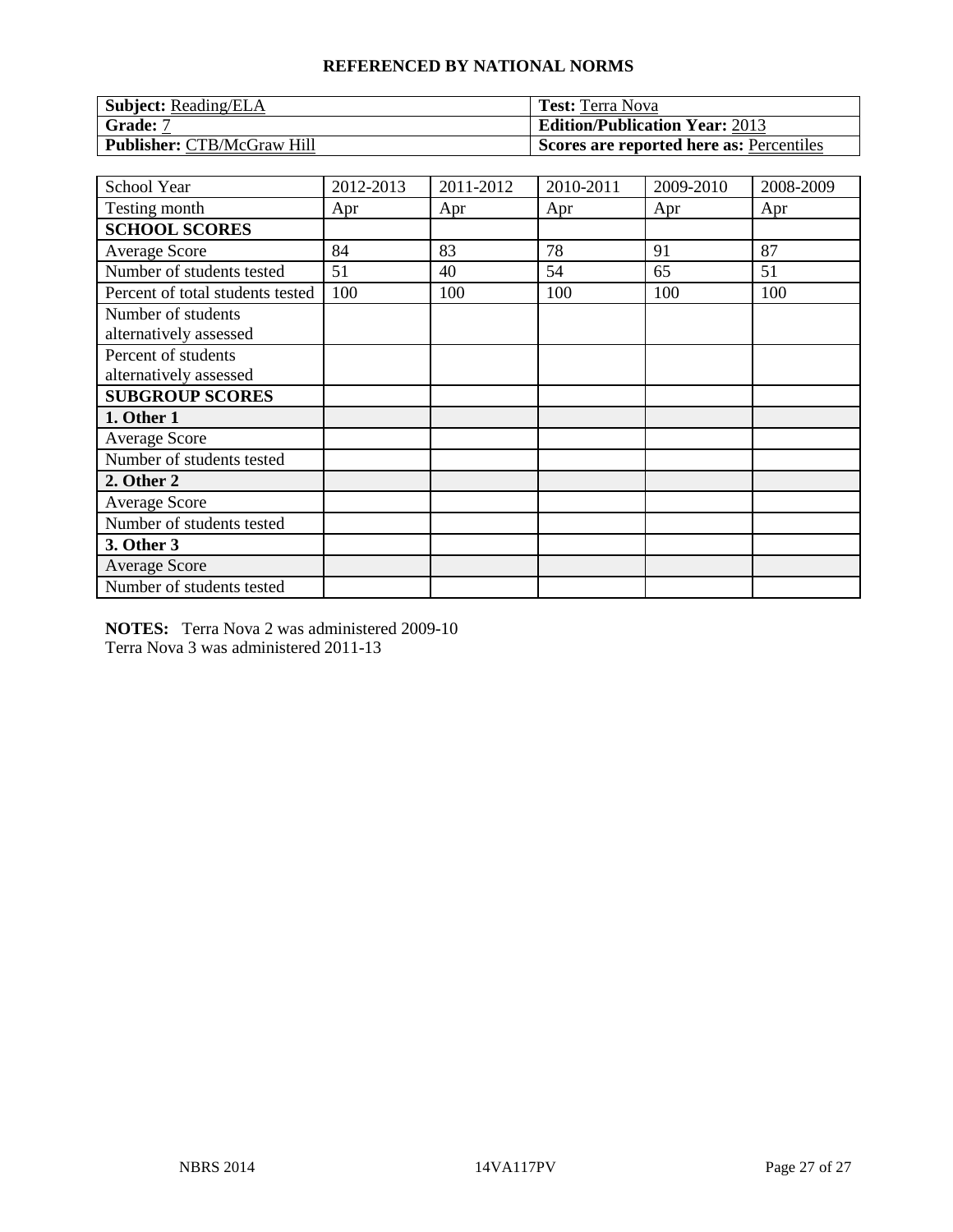**REFERENCED BY NATIONAL NORMS**

| | |
|---|---|
| **Subject:** Reading/ELA | **Test:** Terra Nova |
| **Grade:** 7 | **Edition/Publication Year:** 2013 |
| **Publisher:** CTB/McGraw Hill | **Scores are reported here as:** Percentiles |

| School Year | 2012-2013 | 2011-2012 | 2010-2011 | 2009-2010 | 2008-2009 |
|---|---|---|---|---|---|
| Testing month | Apr | Apr | Apr | Apr | Apr |
| **SCHOOL SCORES** | | | | | |
| Average Score | 84 | 83 | 78 | 91 | 87 |
| Number of students tested | 51 | 40 | 54 | 65 | 51 |
| Percent of total students tested | 100 | 100 | 100 | 100 | 100 |
| Number of students alternatively assessed | | | | | |
| Percent of students alternatively assessed | | | | | |
| **SUBGROUP SCORES** | | | | | |
| **1. Other 1** | | | | | |
| Average Score | | | | | |
| Number of students tested | | | | | |
| **2. Other 2** | | | | | |
| Average Score | | | | | |
| Number of students tested | | | | | |
| **3. Other 3** | | | | | |
| Average Score | | | | | |
| Number of students tested | | | | | |

**NOTES:** Terra Nova 2 was administered 2009-10
Terra Nova 3 was administered 2011-13